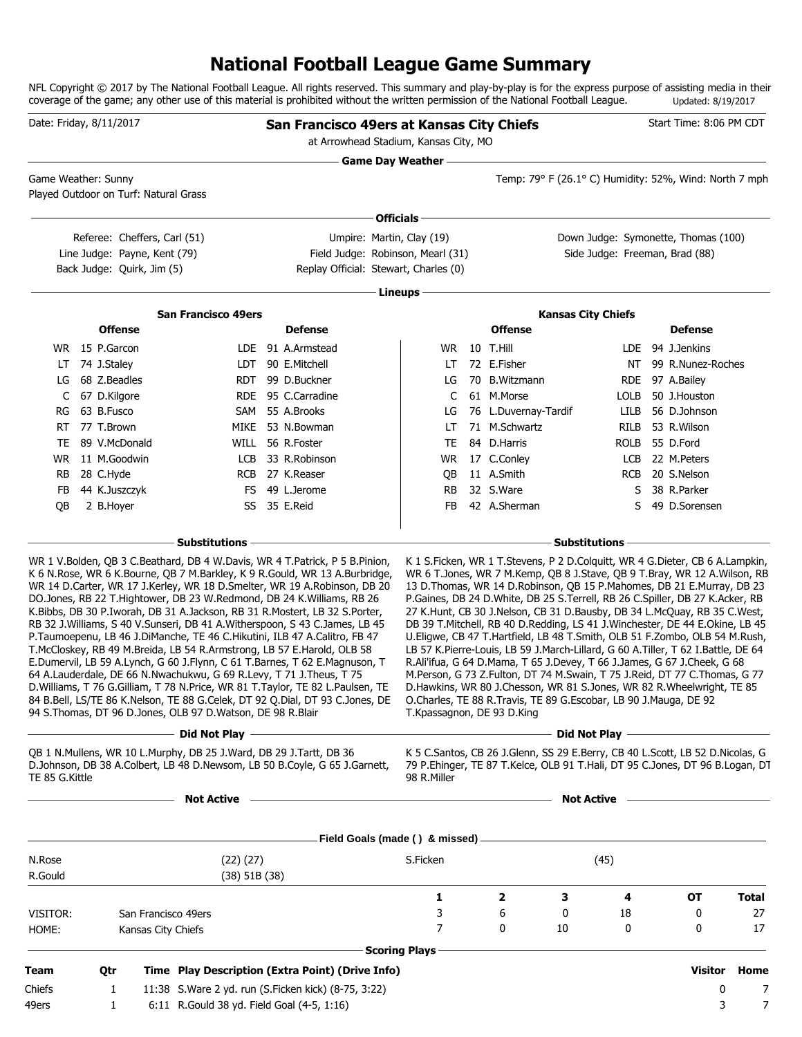# National Football League Game Summary

NFL Copyright © 2017 by The National Football League. All rights reserved. This summary and play-by-play is for the express purpose of assisting media in their coverage of the game; any other use of this material is prohibited without the written permission of the National Football League. Updated: 8/19/2017

Date: Friday, 8/11/2017

## San Francisco 49ers at Kansas City Chiefs

at Arrowhead Stadium, Kansas City, MO

Start Time: 8:06 PM CDT

### Game Day Weather

Game Weather: Sunny
Temp: 79° F (26.1° C) Humidity: 52%, Wind: North 7 mph
Played Outdoor on Turf: Natural Grass

### Officials

Referee: Cheffers, Carl (51)
Umpire: Martin, Clay (19)
Down Judge: Symonette, Thomas (100)
Line Judge: Payne, Kent (79)
Field Judge: Robinson, Mearl (31)
Side Judge: Freeman, Brad (88)
Back Judge: Quirk, Jim (5)
Replay Official: Stewart, Charles (0)

### Lineups

**San Francisco 49ers**

| Offense | | Defense | |
|---|---|---|---|
| WR | 15 P.Garcon | LDE | 91 A.Armstead |
| LT | 74 J.Staley | LDT | 90 E.Mitchell |
| LG | 68 Z.Beadles | RDT | 99 D.Buckner |
| C | 67 D.Kilgore | RDE | 95 C.Carradine |
| RG | 63 B.Fusco | SAM | 55 A.Brooks |
| RT | 77 T.Brown | MIKE | 53 N.Bowman |
| TE | 89 V.McDonald | WILL | 56 R.Foster |
| WR | 11 M.Goodwin | LCB | 33 R.Robinson |
| RB | 28 C.Hyde | RCB | 27 K.Reaser |
| FB | 44 K.Juszczyk | FS | 49 L.Jerome |
| QB | 2 B.Hoyer | SS | 35 E.Reid |

**Kansas City Chiefs**

| Offense | | Defense | |
|---|---|---|---|
| WR | 10 T.Hill | LDE | 94 J.Jenkins |
| LT | 72 E.Fisher | NT | 99 R.Nunez-Roches |
| LG | 70 B.Witzmann | RDE | 97 A.Bailey |
| C | 61 M.Morse | LOLB | 50 J.Houston |
| LG | 76 L.Duvernay-Tardif | LILB | 56 D.Johnson |
| LT | 71 M.Schwartz | RILB | 53 R.Wilson |
| TE | 84 D.Harris | ROLB | 55 D.Ford |
| WR | 17 C.Conley | LCB | 22 M.Peters |
| QB | 11 A.Smith | RCB | 20 S.Nelson |
| RB | 32 S.Ware | S | 38 R.Parker |
| FB | 42 A.Sherman | S | 49 D.Sorensen |

### Substitutions

**San Francisco 49ers:** WR 1 V.Bolden, QB 3 C.Beathard, DB 4 W.Davis, WR 4 T.Patrick, P 5 B.Pinion, K 6 N.Rose, WR 6 K.Bourne, QB 7 M.Barkley, K 9 R.Gould, WR 13 A.Burbridge, WR 14 D.Carter, WR 17 J.Kerley, WR 18 D.Smelter, WR 19 A.Robinson, DB 20 DO.Jones, RB 22 T.Hightower, DB 23 W.Redmond, DB 24 K.Williams, RB 26 K.Bibbs, DB 30 P.Iworah, DB 31 A.Jackson, RB 31 R.Mostert, LB 32 S.Porter, RB 32 J.Williams, S 40 V.Sunseri, DB 41 A.Witherspoon, S 43 C.James, LB 45 P.Taumoepenu, LB 46 J.DiManche, TE 46 C.Hikutini, ILB 47 A.Calitro, FB 47 T.McCloskey, RB 49 M.Breida, LB 54 R.Armstrong, LB 57 E.Harold, OLB 58 E.Dumervil, LB 59 A.Lynch, G 60 J.Flynn, C 61 T.Barnes, T 62 E.Magnuson, T 64 A.Lauderdale, DE 66 N.Nwachukwu, G 69 R.Levy, T 71 J.Theus, T 75 D.Williams, T 76 G.Gilliam, T 78 N.Price, WR 81 T.Taylor, TE 82 L.Paulsen, TE 84 B.Bell, LS/TE 86 K.Nelson, TE 88 G.Celek, DT 92 Q.Dial, DT 93 C.Jones, DE 94 S.Thomas, DT 96 D.Jones, OLB 97 D.Watson, DE 98 R.Blair

**Kansas City Chiefs:** K 1 S.Ficken, WR 1 T.Stevens, P 2 D.Colquitt, WR 4 G.Dieter, CB 6 A.Lampkin, WR 6 T.Jones, WR 7 M.Kemp, QB 8 J.Stave, QB 9 T.Bray, WR 12 A.Wilson, RB 13 D.Thomas, WR 14 D.Robinson, QB 15 P.Mahomes, DB 21 E.Murray, DB 23 P.Gaines, DB 24 D.White, DB 25 S.Terrell, RB 26 C.Spiller, DB 27 K.Acker, RB 27 K.Hunt, CB 30 J.Nelson, CB 31 D.Bausby, DB 34 L.McQuay, RB 35 C.West, DB 37 T.Mitchell, RB 40 D.Redding, LS 41 J.Winchester, DE 44 E.Okine, LB 45 U.Eligwe, CB 47 T.Hartfield, LB 48 T.Smith, OLB 51 F.Zombo, OLB 54 M.Rush, LB 57 K.Pierre-Louis, LB 59 J.March-Lillard, G 60 A.Tiller, T 62 I.Battle, DE 64 R.Ali'ifua, G 64 D.Mama, T 65 J.Devey, T 66 J.James, G 67 J.Cheek, G 68 M.Person, G 73 Z.Fulton, DT 74 M.Swain, T 75 J.Reid, DT 77 C.Thomas, G 77 D.Hawkins, WR 80 J.Chesson, WR 81 S.Jones, WR 82 R.Wheelwright, TE 85 O.Charles, TE 88 R.Travis, TE 89 G.Escobar, LB 90 J.Mauga, DE 92 T.Kpassagnon, DE 93 D.King

### Did Not Play

**San Francisco 49ers:** QB 1 N.Mullens, WR 10 L.Murphy, DB 25 J.Ward, DB 29 J.Tartt, DB 36 D.Johnson, DB 38 A.Colbert, LB 48 D.Newsom, LB 50 B.Coyle, G 65 J.Garnett, TE 85 G.Kittle

**Kansas City Chiefs:** K 5 C.Santos, CB 26 J.Glenn, SS 29 E.Berry, CB 40 L.Scott, LB 52 D.Nicolas, G 79 P.Ehinger, TE 87 T.Kelce, OLB 91 T.Hali, DT 95 C.Jones, DT 96 B.Logan, DT 98 R.Miller

### Not Active

### Field Goals (made ( ) & missed)

| San Francisco 49ers | | Kansas City Chiefs | |
|---|---|---|---|
| N.Rose | (22) (27) | S.Ficken | (45) |
| R.Gould | (38) 51B (38) | | |

| | | 1 | 2 | 3 | 4 | OT | Total |
|---|---|---|---|---|---|---|---|
| VISITOR: | San Francisco 49ers | 3 | 6 | 0 | 18 | 0 | 27 |
| HOME: | Kansas City Chiefs | 7 | 0 | 10 | 0 | 0 | 17 |

### Scoring Plays

| Team | Qtr | Time | Play Description (Extra Point) (Drive Info) | Visitor | Home |
|---|---|---|---|---|---|
| Chiefs | 1 | 11:38 | S.Ware 2 yd. run (S.Ficken kick) (8-75, 3:22) | 0 | 7 |
| 49ers | 1 | 6:11 | R.Gould 38 yd. Field Goal (4-5, 1:16) | 3 | 7 |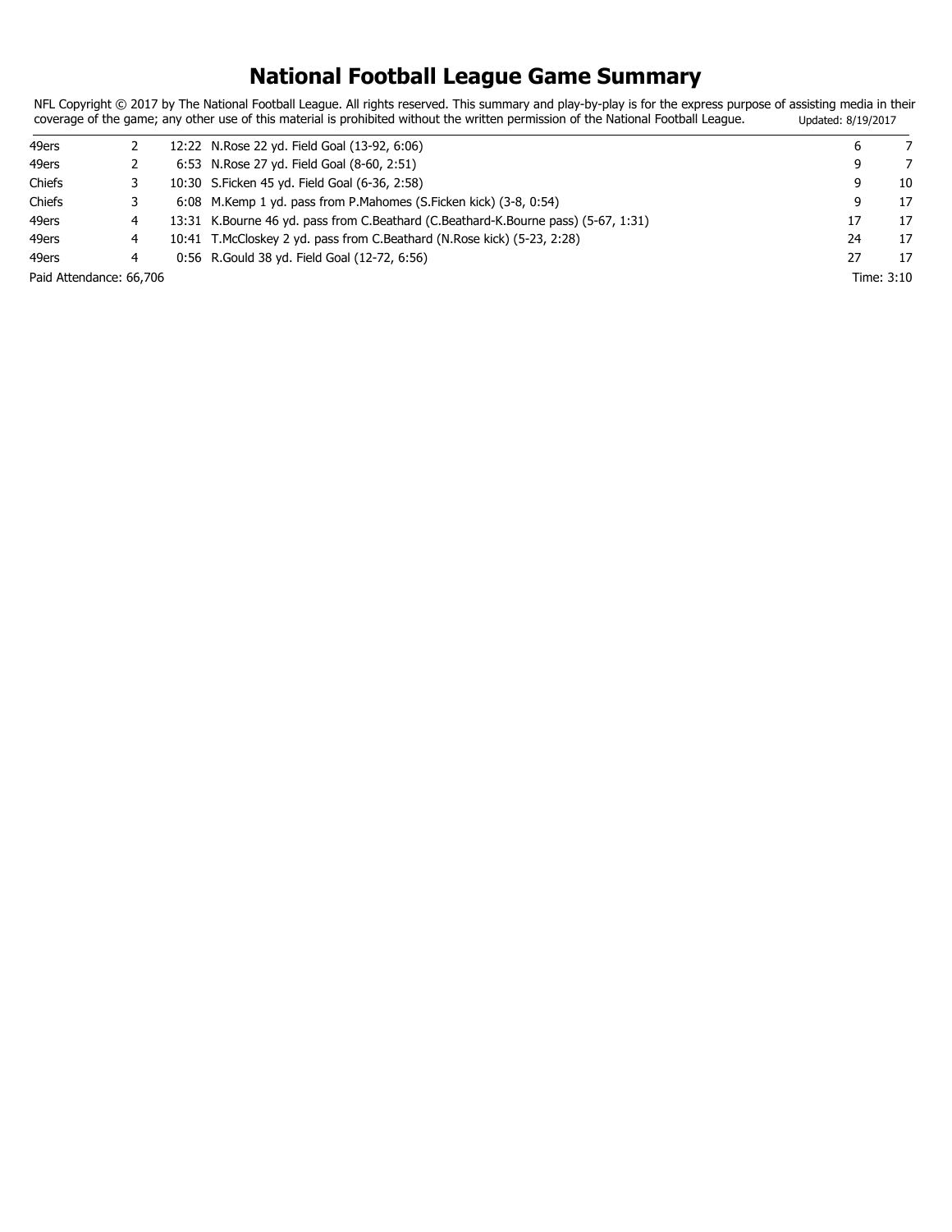# National Football League Game Summary

NFL Copyright © 2017 by The National Football League. All rights reserved. This summary and play-by-play is for the express purpose of assisting media in their coverage of the game; any other use of this material is prohibited without the written permission of the National Football League. Updated: 8/19/2017

| | | | | | |
|---|---|---|---|---|---|
| 49ers | 2 | 12:22 | N.Rose 22 yd. Field Goal (13-92, 6:06) | 6 | 7 |
| 49ers | 2 | 6:53 | N.Rose 27 yd. Field Goal (8-60, 2:51) | 9 | 7 |
| Chiefs | 3 | 10:30 | S.Ficken 45 yd. Field Goal (6-36, 2:58) | 9 | 10 |
| Chiefs | 3 | 6:08 | M.Kemp 1 yd. pass from P.Mahomes (S.Ficken kick) (3-8, 0:54) | 9 | 17 |
| 49ers | 4 | 13:31 | K.Bourne 46 yd. pass from C.Beathard (C.Beathard-K.Bourne pass) (5-67, 1:31) | 17 | 17 |
| 49ers | 4 | 10:41 | T.McCloskey 2 yd. pass from C.Beathard (N.Rose kick) (5-23, 2:28) | 24 | 17 |
| 49ers | 4 | 0:56 | R.Gould 38 yd. Field Goal (12-72, 6:56) | 27 | 17 |

Paid Attendance: 66,706

Time: 3:10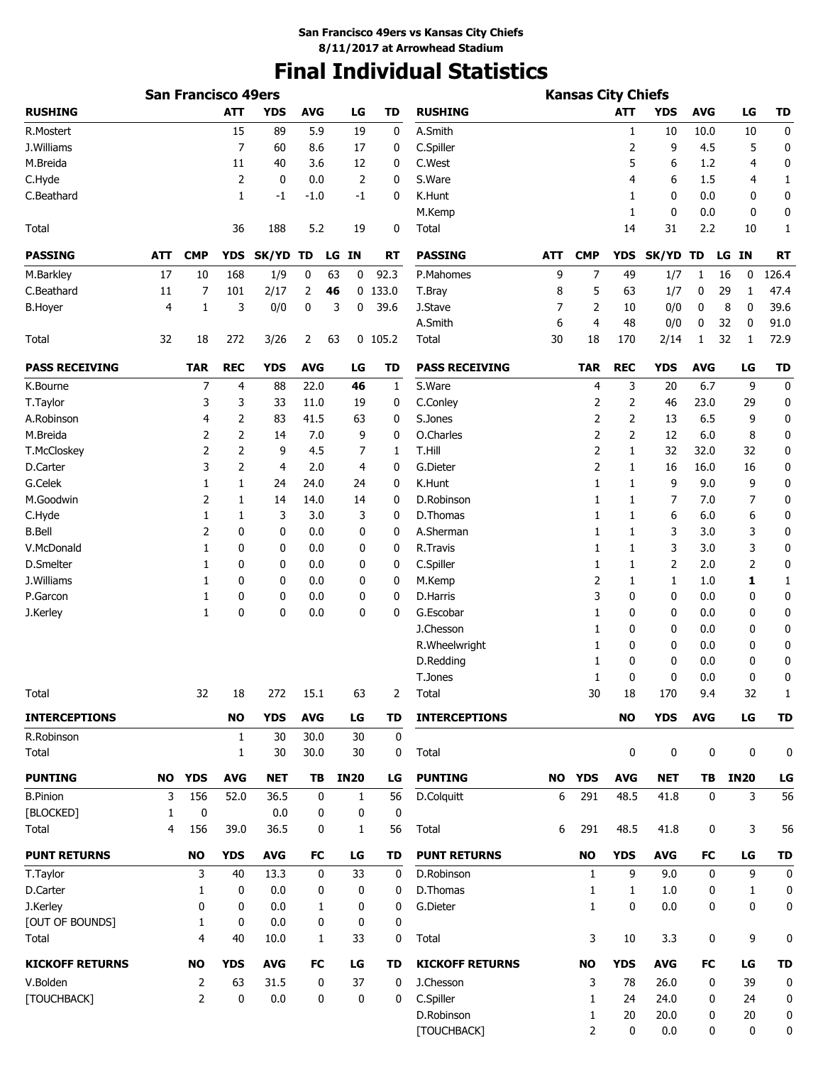**San Francisco 49ers vs Kansas City Chiefs**
**8/11/2017 at Arrowhead Stadium**

# Final Individual Statistics

## San Francisco 49ers

| RUSHING | ATT | YDS | AVG | LG | TD |
|---|---|---|---|---|---|
| R.Mostert | 15 | 89 | 5.9 | 19 | 0 |
| J.Williams | 7 | 60 | 8.6 | 17 | 0 |
| M.Breida | 11 | 40 | 3.6 | 12 | 0 |
| C.Hyde | 2 | 0 | 0.0 | 2 | 0 |
| C.Beathard | 1 | -1 | -1.0 | -1 | 0 |
| Total | 36 | 188 | 5.2 | 19 | 0 |

| PASSING | ATT | CMP | YDS | SK/YD | TD | LG | IN | RT |
|---|---|---|---|---|---|---|---|---|
| M.Barkley | 17 | 10 | 168 | 1/9 | 0 | 63 | 0 | 92.3 |
| C.Beathard | 11 | 7 | 101 | 2/17 | 2 | **46** | 0 | 133.0 |
| B.Hoyer | 4 | 1 | 3 | 0/0 | 0 | 3 | 0 | 39.6 |
| Total | 32 | 18 | 272 | 3/26 | 2 | 63 | 0 | 105.2 |

| PASS RECEIVING | TAR | REC | YDS | AVG | LG | TD |
|---|---|---|---|---|---|---|
| K.Bourne | 7 | 4 | 88 | 22.0 | **46** | 1 |
| T.Taylor | 3 | 3 | 33 | 11.0 | 19 | 0 |
| A.Robinson | 4 | 2 | 83 | 41.5 | 63 | 0 |
| M.Breida | 2 | 2 | 14 | 7.0 | 9 | 0 |
| T.McCloskey | 2 | 2 | 9 | 4.5 | 7 | 1 |
| D.Carter | 3 | 2 | 4 | 2.0 | 4 | 0 |
| G.Celek | 1 | 1 | 24 | 24.0 | 24 | 0 |
| M.Goodwin | 2 | 1 | 14 | 14.0 | 14 | 0 |
| C.Hyde | 1 | 1 | 3 | 3.0 | 3 | 0 |
| B.Bell | 2 | 0 | 0 | 0.0 | 0 | 0 |
| V.McDonald | 1 | 0 | 0 | 0.0 | 0 | 0 |
| D.Smelter | 1 | 0 | 0 | 0.0 | 0 | 0 |
| J.Williams | 1 | 0 | 0 | 0.0 | 0 | 0 |
| P.Garcon | 1 | 0 | 0 | 0.0 | 0 | 0 |
| J.Kerley | 1 | 0 | 0 | 0.0 | 0 | 0 |
| Total | 32 | 18 | 272 | 15.1 | 63 | 2 |

| INTERCEPTIONS | NO | YDS | AVG | LG | TD |
|---|---|---|---|---|---|
| R.Robinson | 1 | 30 | 30.0 | 30 | 0 |
| Total | 1 | 30 | 30.0 | 30 | 0 |

| PUNTING | NO | YDS | AVG | NET | TB | IN20 | LG |
|---|---|---|---|---|---|---|---|
| B.Pinion | 3 | 156 | 52.0 | 36.5 | 0 | 1 | 56 |
| [BLOCKED] | 1 | 0 | | 0.0 | 0 | 0 | 0 |
| Total | 4 | 156 | 39.0 | 36.5 | 0 | 1 | 56 |

| PUNT RETURNS | NO | YDS | AVG | FC | LG | TD |
|---|---|---|---|---|---|---|
| T.Taylor | 3 | 40 | 13.3 | 0 | 33 | 0 |
| D.Carter | 1 | 0 | 0.0 | 0 | 0 | 0 |
| J.Kerley | 0 | 0 | 0.0 | 1 | 0 | 0 |
| [OUT OF BOUNDS] | 1 | 0 | 0.0 | 0 | 0 | 0 |
| Total | 4 | 40 | 10.0 | 1 | 33 | 0 |

| KICKOFF RETURNS | NO | YDS | AVG | FC | LG | TD |
|---|---|---|---|---|---|---|
| V.Bolden | 2 | 63 | 31.5 | 0 | 37 | 0 |
| [TOUCHBACK] | 2 | 0 | 0.0 | 0 | 0 | 0 |

## Kansas City Chiefs

| RUSHING | ATT | YDS | AVG | LG | TD |
|---|---|---|---|---|---|
| A.Smith | 1 | 10 | 10.0 | 10 | 0 |
| C.Spiller | 2 | 9 | 4.5 | 5 | 0 |
| C.West | 5 | 6 | 1.2 | 4 | 0 |
| S.Ware | 4 | 6 | 1.5 | 4 | 1 |
| K.Hunt | 1 | 0 | 0.0 | 0 | 0 |
| M.Kemp | 1 | 0 | 0.0 | 0 | 0 |
| Total | 14 | 31 | 2.2 | 10 | 1 |

| PASSING | ATT | CMP | YDS | SK/YD | TD | LG | IN | RT |
|---|---|---|---|---|---|---|---|---|
| P.Mahomes | 9 | 7 | 49 | 1/7 | 1 | 16 | 0 | 126.4 |
| T.Bray | 8 | 5 | 63 | 1/7 | 0 | 29 | 1 | 47.4 |
| J.Stave | 7 | 2 | 10 | 0/0 | 0 | 8 | 0 | 39.6 |
| A.Smith | 6 | 4 | 48 | 0/0 | 0 | 32 | 0 | 91.0 |
| Total | 30 | 18 | 170 | 2/14 | 1 | 32 | 1 | 72.9 |

| PASS RECEIVING | TAR | REC | YDS | AVG | LG | TD |
|---|---|---|---|---|---|---|
| S.Ware | 4 | 3 | 20 | 6.7 | 9 | 0 |
| C.Conley | 2 | 2 | 46 | 23.0 | 29 | 0 |
| S.Jones | 2 | 2 | 13 | 6.5 | 9 | 0 |
| O.Charles | 2 | 2 | 12 | 6.0 | 8 | 0 |
| T.Hill | 2 | 1 | 32 | 32.0 | 32 | 0 |
| G.Dieter | 2 | 1 | 16 | 16.0 | 16 | 0 |
| K.Hunt | 1 | 1 | 9 | 9.0 | 9 | 0 |
| D.Robinson | 1 | 1 | 7 | 7.0 | 7 | 0 |
| D.Thomas | 1 | 1 | 6 | 6.0 | 6 | 0 |
| A.Sherman | 1 | 1 | 3 | 3.0 | 3 | 0 |
| R.Travis | 1 | 1 | 3 | 3.0 | 3 | 0 |
| C.Spiller | 1 | 1 | 2 | 2.0 | 2 | 0 |
| M.Kemp | 2 | 1 | 1 | 1.0 | **1** | 1 |
| D.Harris | 3 | 0 | 0 | 0.0 | 0 | 0 |
| G.Escobar | 1 | 0 | 0 | 0.0 | 0 | 0 |
| J.Chesson | 1 | 0 | 0 | 0.0 | 0 | 0 |
| R.Wheelwright | 1 | 0 | 0 | 0.0 | 0 | 0 |
| D.Redding | 1 | 0 | 0 | 0.0 | 0 | 0 |
| T.Jones | 1 | 0 | 0 | 0.0 | 0 | 0 |
| Total | 30 | 18 | 170 | 9.4 | 32 | 1 |

| INTERCEPTIONS | NO | YDS | AVG | LG | TD |
|---|---|---|---|---|---|
| Total | 0 | 0 | 0 | 0 | 0 |

| PUNTING | NO | YDS | AVG | NET | TB | IN20 | LG |
|---|---|---|---|---|---|---|---|
| D.Colquitt | 6 | 291 | 48.5 | 41.8 | 0 | 3 | 56 |
| Total | 6 | 291 | 48.5 | 41.8 | 0 | 3 | 56 |

| PUNT RETURNS | NO | YDS | AVG | FC | LG | TD |
|---|---|---|---|---|---|---|
| D.Robinson | 1 | 9 | 9.0 | 0 | 9 | 0 |
| D.Thomas | 1 | 1 | 1.0 | 0 | 1 | 0 |
| G.Dieter | 1 | 0 | 0.0 | 0 | 0 | 0 |
| Total | 3 | 10 | 3.3 | 0 | 9 | 0 |

| KICKOFF RETURNS | NO | YDS | AVG | FC | LG | TD |
|---|---|---|---|---|---|---|
| J.Chesson | 3 | 78 | 26.0 | 0 | 39 | 0 |
| C.Spiller | 1 | 24 | 24.0 | 0 | 24 | 0 |
| D.Robinson | 1 | 20 | 20.0 | 0 | 20 | 0 |
| [TOUCHBACK] | 2 | 0 | 0.0 | 0 | 0 | 0 |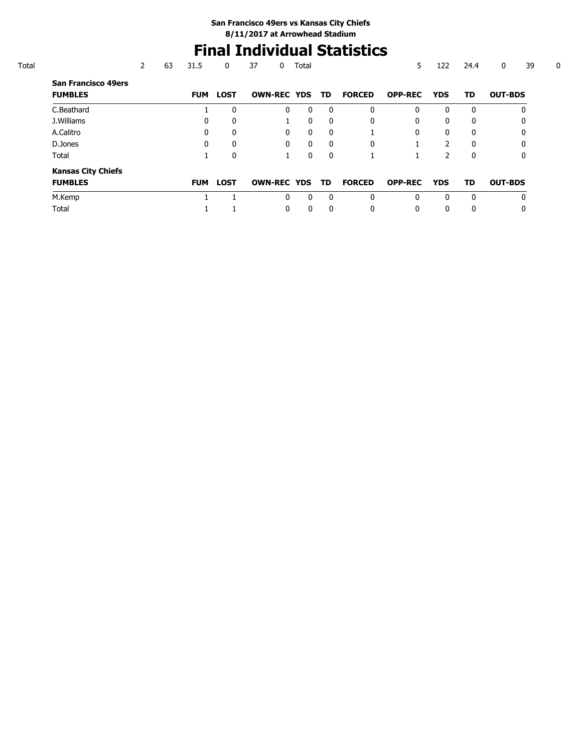**San Francisco 49ers vs Kansas City Chiefs**
**8/11/2017 at Arrowhead Stadium**

# Final Individual Statistics

| Total | 2 | 63 | 31.5 | 0 | 37 | 0 | Total | 5 | 122 | 24.4 | 0 | 39 | 0 |
|---|---|---|---|---|---|---|---|---|---|---|---|---|---|

**San Francisco 49ers**

| FUMBLES | FUM | LOST | OWN-REC | YDS | TD | FORCED | OPP-REC | YDS | TD | OUT-BDS |
|---|---|---|---|---|---|---|---|---|---|---|
| C.Beathard | 1 | 0 | 0 | 0 | 0 | 0 | 0 | 0 | 0 | 0 |
| J.Williams | 0 | 0 | 1 | 0 | 0 | 0 | 0 | 0 | 0 | 0 |
| A.Calitro | 0 | 0 | 0 | 0 | 0 | 1 | 0 | 0 | 0 | 0 |
| D.Jones | 0 | 0 | 0 | 0 | 0 | 0 | 1 | 2 | 0 | 0 |
| Total | 1 | 0 | 1 | 0 | 0 | 1 | 1 | 2 | 0 | 0 |

**Kansas City Chiefs**

| FUMBLES | FUM | LOST | OWN-REC | YDS | TD | FORCED | OPP-REC | YDS | TD | OUT-BDS |
|---|---|---|---|---|---|---|---|---|---|---|
| M.Kemp | 1 | 1 | 0 | 0 | 0 | 0 | 0 | 0 | 0 | 0 |
| Total | 1 | 1 | 0 | 0 | 0 | 0 | 0 | 0 | 0 | 0 |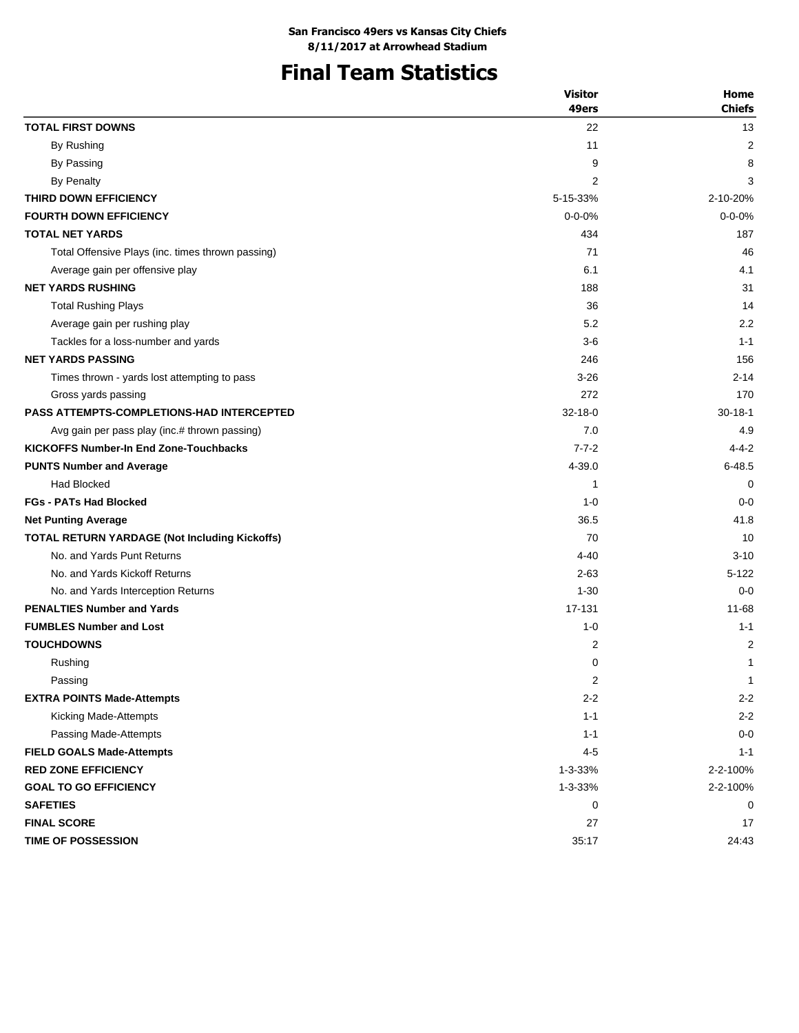**San Francisco 49ers vs Kansas City Chiefs**
**8/11/2017 at Arrowhead Stadium**

# Final Team Statistics

| | Visitor 49ers | Home Chiefs |
|---|---|---|
| **TOTAL FIRST DOWNS** | 22 | 13 |
| By Rushing | 11 | 2 |
| By Passing | 9 | 8 |
| By Penalty | 2 | 3 |
| **THIRD DOWN EFFICIENCY** | 5-15-33% | 2-10-20% |
| **FOURTH DOWN EFFICIENCY** | 0-0-0% | 0-0-0% |
| **TOTAL NET YARDS** | 434 | 187 |
| Total Offensive Plays (inc. times thrown passing) | 71 | 46 |
| Average gain per offensive play | 6.1 | 4.1 |
| **NET YARDS RUSHING** | 188 | 31 |
| Total Rushing Plays | 36 | 14 |
| Average gain per rushing play | 5.2 | 2.2 |
| Tackles for a loss-number and yards | 3-6 | 1-1 |
| **NET YARDS PASSING** | 246 | 156 |
| Times thrown - yards lost attempting to pass | 3-26 | 2-14 |
| Gross yards passing | 272 | 170 |
| **PASS ATTEMPTS-COMPLETIONS-HAD INTERCEPTED** | 32-18-0 | 30-18-1 |
| Avg gain per pass play (inc.# thrown passing) | 7.0 | 4.9 |
| **KICKOFFS Number-In End Zone-Touchbacks** | 7-7-2 | 4-4-2 |
| **PUNTS Number and Average** | 4-39.0 | 6-48.5 |
| Had Blocked | 1 | 0 |
| **FGs - PATs Had Blocked** | 1-0 | 0-0 |
| **Net Punting Average** | 36.5 | 41.8 |
| **TOTAL RETURN YARDAGE (Not Including Kickoffs)** | 70 | 10 |
| No. and Yards Punt Returns | 4-40 | 3-10 |
| No. and Yards Kickoff Returns | 2-63 | 5-122 |
| No. and Yards Interception Returns | 1-30 | 0-0 |
| **PENALTIES Number and Yards** | 17-131 | 11-68 |
| **FUMBLES Number and Lost** | 1-0 | 1-1 |
| **TOUCHDOWNS** | 2 | 2 |
| Rushing | 0 | 1 |
| Passing | 2 | 1 |
| **EXTRA POINTS Made-Attempts** | 2-2 | 2-2 |
| Kicking Made-Attempts | 1-1 | 2-2 |
| Passing Made-Attempts | 1-1 | 0-0 |
| **FIELD GOALS Made-Attempts** | 4-5 | 1-1 |
| **RED ZONE EFFICIENCY** | 1-3-33% | 2-2-100% |
| **GOAL TO GO EFFICIENCY** | 1-3-33% | 2-2-100% |
| **SAFETIES** | 0 | 0 |
| **FINAL SCORE** | 27 | 17 |
| **TIME OF POSSESSION** | 35:17 | 24:43 |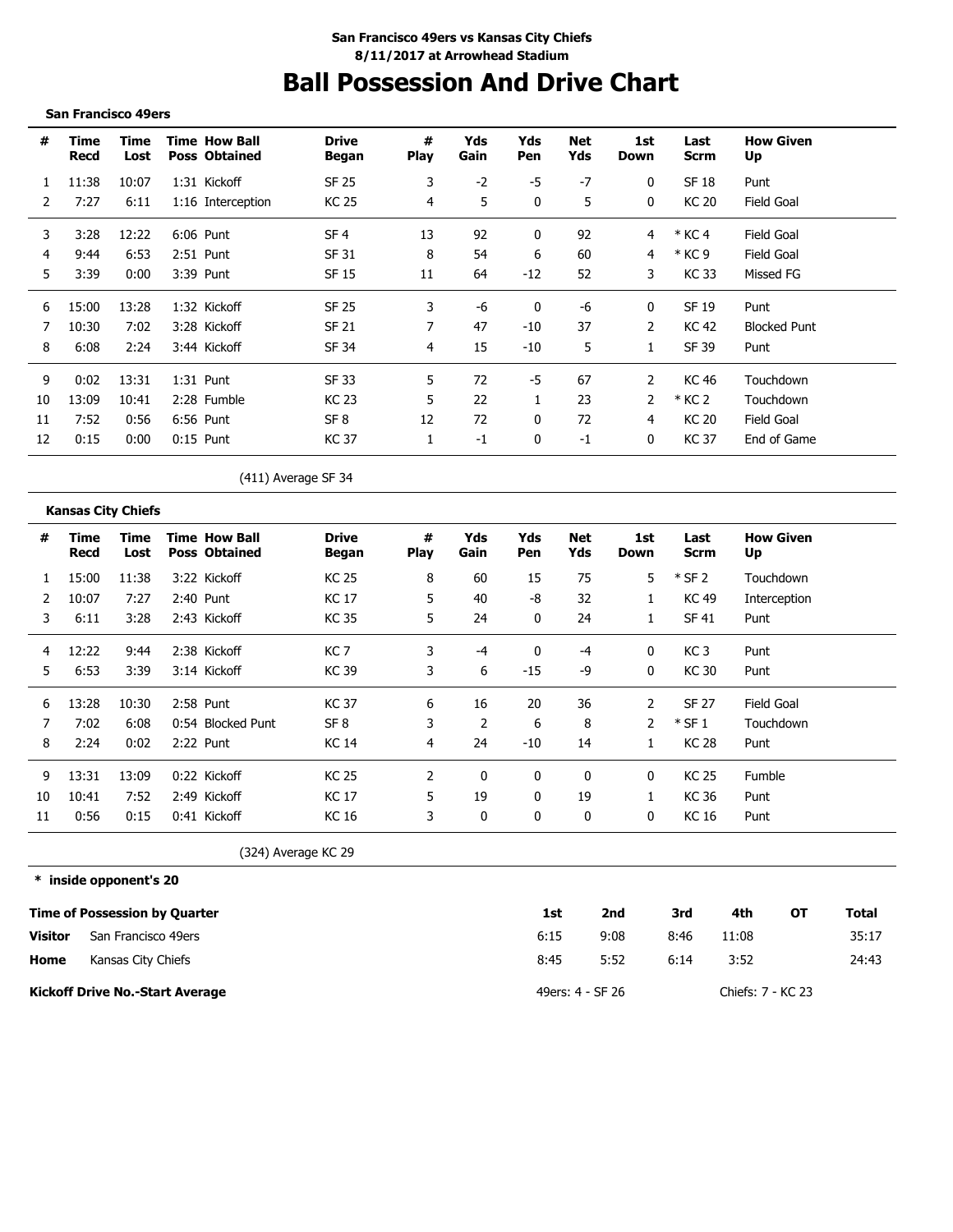**San Francisco 49ers vs Kansas City Chiefs**
**8/11/2017 at Arrowhead Stadium**

# Ball Possession And Drive Chart

**San Francisco 49ers**

| # | Time Recd | Time Lost | Time Poss | How Ball Obtained | Drive Began | # Play | Yds Gain | Yds Pen | Net Yds | 1st Down | Last Scrm | How Given Up |
|---|---|---|---|---|---|---|---|---|---|---|---|---|
| 1 | 11:38 | 10:07 | 1:31 | Kickoff | SF 25 | 3 | -2 | -5 | -7 | 0 | SF 18 | Punt |
| 2 | 7:27 | 6:11 | 1:16 | Interception | KC 25 | 4 | 5 | 0 | 5 | 0 | KC 20 | Field Goal |
| 3 | 3:28 | 12:22 | 6:06 | Punt | SF 4 | 13 | 92 | 0 | 92 | 4 | * KC 4 | Field Goal |
| 4 | 9:44 | 6:53 | 2:51 | Punt | SF 31 | 8 | 54 | 6 | 60 | 4 | * KC 9 | Field Goal |
| 5 | 3:39 | 0:00 | 3:39 | Punt | SF 15 | 11 | 64 | -12 | 52 | 3 | KC 33 | Missed FG |
| 6 | 15:00 | 13:28 | 1:32 | Kickoff | SF 25 | 3 | -6 | 0 | -6 | 0 | SF 19 | Punt |
| 7 | 10:30 | 7:02 | 3:28 | Kickoff | SF 21 | 7 | 47 | -10 | 37 | 2 | KC 42 | Blocked Punt |
| 8 | 6:08 | 2:24 | 3:44 | Kickoff | SF 34 | 4 | 15 | -10 | 5 | 1 | SF 39 | Punt |
| 9 | 0:02 | 13:31 | 1:31 | Punt | SF 33 | 5 | 72 | -5 | 67 | 2 | KC 46 | Touchdown |
| 10 | 13:09 | 10:41 | 2:28 | Fumble | KC 23 | 5 | 22 | 1 | 23 | 2 | * KC 2 | Touchdown |
| 11 | 7:52 | 0:56 | 6:56 | Punt | SF 8 | 12 | 72 | 0 | 72 | 4 | KC 20 | Field Goal |
| 12 | 0:15 | 0:00 | 0:15 | Punt | KC 37 | 1 | -1 | 0 | -1 | 0 | KC 37 | End of Game |
| | | | | | (411) Average SF 34 | | | | | | | |

**Kansas City Chiefs**

| # | Time Recd | Time Lost | Time Poss | How Ball Obtained | Drive Began | # Play | Yds Gain | Yds Pen | Net Yds | 1st Down | Last Scrm | How Given Up |
|---|---|---|---|---|---|---|---|---|---|---|---|---|
| 1 | 15:00 | 11:38 | 3:22 | Kickoff | KC 25 | 8 | 60 | 15 | 75 | 5 | * SF 2 | Touchdown |
| 2 | 10:07 | 7:27 | 2:40 | Punt | KC 17 | 5 | 40 | -8 | 32 | 1 | KC 49 | Interception |
| 3 | 6:11 | 3:28 | 2:43 | Kickoff | KC 35 | 5 | 24 | 0 | 24 | 1 | SF 41 | Punt |
| 4 | 12:22 | 9:44 | 2:38 | Kickoff | KC 7 | 3 | -4 | 0 | -4 | 0 | KC 3 | Punt |
| 5 | 6:53 | 3:39 | 3:14 | Kickoff | KC 39 | 3 | 6 | -15 | -9 | 0 | KC 30 | Punt |
| 6 | 13:28 | 10:30 | 2:58 | Punt | KC 37 | 6 | 16 | 20 | 36 | 2 | SF 27 | Field Goal |
| 7 | 7:02 | 6:08 | 0:54 | Blocked Punt | SF 8 | 3 | 2 | 6 | 8 | 2 | * SF 1 | Touchdown |
| 8 | 2:24 | 0:02 | 2:22 | Punt | KC 14 | 4 | 24 | -10 | 14 | 1 | KC 28 | Punt |
| 9 | 13:31 | 13:09 | 0:22 | Kickoff | KC 25 | 2 | 0 | 0 | 0 | 0 | KC 25 | Fumble |
| 10 | 10:41 | 7:52 | 2:49 | Kickoff | KC 17 | 5 | 19 | 0 | 19 | 1 | KC 36 | Punt |
| 11 | 0:56 | 0:15 | 0:41 | Kickoff | KC 16 | 3 | 0 | 0 | 0 | 0 | KC 16 | Punt |
| | | | | | (324) Average KC 29 | | | | | | | |

**\* inside opponent's 20**

| **Time of Possession by Quarter** | | 1st | 2nd | 3rd | 4th | OT | Total |
|---|---|---|---|---|---|---|---|
| **Visitor** | San Francisco 49ers | 6:15 | 9:08 | 8:46 | 11:08 | | 35:17 |
| **Home** | Kansas City Chiefs | 8:45 | 5:52 | 6:14 | 3:52 | | 24:43 |

**Kickoff Drive No.-Start Average** 49ers: 4 - SF 26 Chiefs: 7 - KC 23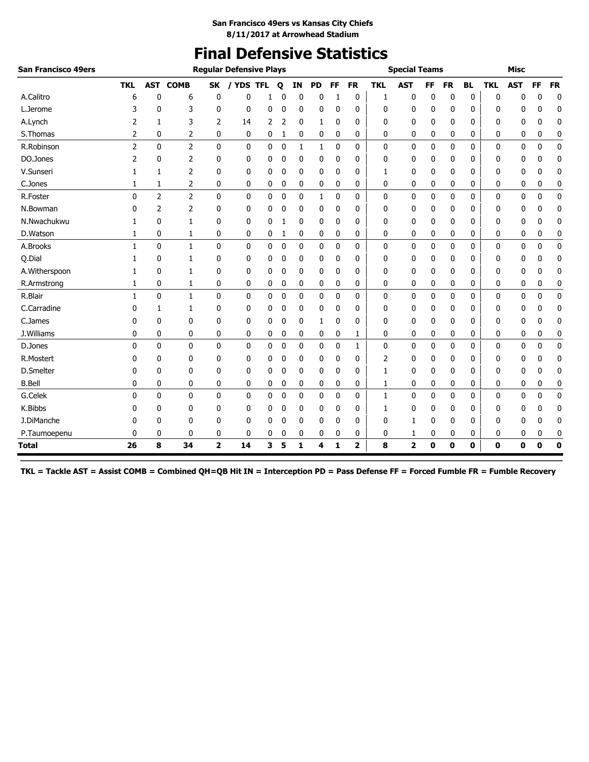San Francisco 49ers vs Kansas City Chiefs
8/11/2017 at Arrowhead Stadium

# Final Defensive Statistics

| San Francisco 49ers | Regular Defensive Plays | | | | | | | | | | | Special Teams | | | | | Misc | | | |
|---|---|---|---|---|---|---|---|---|---|---|---|---|---|---|---|---|---|---|---|---|
| | TKL | AST | COMB | SK | / YDS | TFL | Q | IN | PD | FF | FR | TKL | AST | FF | FR | BL | TKL | AST | FF | FR |
| A.Calitro | 6 | 0 | 6 | 0 | 0 | 1 | 0 | 0 | 0 | 1 | 0 | 1 | 0 | 0 | 0 | 0 | 0 | 0 | 0 | 0 |
| L.Jerome | 3 | 0 | 3 | 0 | 0 | 0 | 0 | 0 | 0 | 0 | 0 | 0 | 0 | 0 | 0 | 0 | 0 | 0 | 0 | 0 |
| A.Lynch | 2 | 1 | 3 | 2 | 14 | 2 | 2 | 0 | 1 | 0 | 0 | 0 | 0 | 0 | 0 | 0 | 0 | 0 | 0 | 0 |
| S.Thomas | 2 | 0 | 2 | 0 | 0 | 0 | 1 | 0 | 0 | 0 | 0 | 0 | 0 | 0 | 0 | 0 | 0 | 0 | 0 | 0 |
| R.Robinson | 2 | 0 | 2 | 0 | 0 | 0 | 0 | 1 | 1 | 0 | 0 | 0 | 0 | 0 | 0 | 0 | 0 | 0 | 0 | 0 |
| DO.Jones | 2 | 0 | 2 | 0 | 0 | 0 | 0 | 0 | 0 | 0 | 0 | 0 | 0 | 0 | 0 | 0 | 0 | 0 | 0 | 0 |
| V.Sunseri | 1 | 1 | 2 | 0 | 0 | 0 | 0 | 0 | 0 | 0 | 0 | 1 | 0 | 0 | 0 | 0 | 0 | 0 | 0 | 0 |
| C.Jones | 1 | 1 | 2 | 0 | 0 | 0 | 0 | 0 | 0 | 0 | 0 | 0 | 0 | 0 | 0 | 0 | 0 | 0 | 0 | 0 |
| R.Foster | 0 | 2 | 2 | 0 | 0 | 0 | 0 | 0 | 1 | 0 | 0 | 0 | 0 | 0 | 0 | 0 | 0 | 0 | 0 | 0 |
| N.Bowman | 0 | 2 | 2 | 0 | 0 | 0 | 0 | 0 | 0 | 0 | 0 | 0 | 0 | 0 | 0 | 0 | 0 | 0 | 0 | 0 |
| N.Nwachukwu | 1 | 0 | 1 | 0 | 0 | 0 | 1 | 0 | 0 | 0 | 0 | 0 | 0 | 0 | 0 | 0 | 0 | 0 | 0 | 0 |
| D.Watson | 1 | 0 | 1 | 0 | 0 | 0 | 1 | 0 | 0 | 0 | 0 | 0 | 0 | 0 | 0 | 0 | 0 | 0 | 0 | 0 |
| A.Brooks | 1 | 0 | 1 | 0 | 0 | 0 | 0 | 0 | 0 | 0 | 0 | 0 | 0 | 0 | 0 | 0 | 0 | 0 | 0 | 0 |
| Q.Dial | 1 | 0 | 1 | 0 | 0 | 0 | 0 | 0 | 0 | 0 | 0 | 0 | 0 | 0 | 0 | 0 | 0 | 0 | 0 | 0 |
| A.Witherspoon | 1 | 0 | 1 | 0 | 0 | 0 | 0 | 0 | 0 | 0 | 0 | 0 | 0 | 0 | 0 | 0 | 0 | 0 | 0 | 0 |
| R.Armstrong | 1 | 0 | 1 | 0 | 0 | 0 | 0 | 0 | 0 | 0 | 0 | 0 | 0 | 0 | 0 | 0 | 0 | 0 | 0 | 0 |
| R.Blair | 1 | 0 | 1 | 0 | 0 | 0 | 0 | 0 | 0 | 0 | 0 | 0 | 0 | 0 | 0 | 0 | 0 | 0 | 0 | 0 |
| C.Carradine | 0 | 1 | 1 | 0 | 0 | 0 | 0 | 0 | 0 | 0 | 0 | 0 | 0 | 0 | 0 | 0 | 0 | 0 | 0 | 0 |
| C.James | 0 | 0 | 0 | 0 | 0 | 0 | 0 | 0 | 1 | 0 | 0 | 0 | 0 | 0 | 0 | 0 | 0 | 0 | 0 | 0 |
| J.Williams | 0 | 0 | 0 | 0 | 0 | 0 | 0 | 0 | 0 | 0 | 1 | 0 | 0 | 0 | 0 | 0 | 0 | 0 | 0 | 0 |
| D.Jones | 0 | 0 | 0 | 0 | 0 | 0 | 0 | 0 | 0 | 0 | 1 | 0 | 0 | 0 | 0 | 0 | 0 | 0 | 0 | 0 |
| R.Mostert | 0 | 0 | 0 | 0 | 0 | 0 | 0 | 0 | 0 | 0 | 0 | 2 | 0 | 0 | 0 | 0 | 0 | 0 | 0 | 0 |
| D.Smelter | 0 | 0 | 0 | 0 | 0 | 0 | 0 | 0 | 0 | 0 | 0 | 1 | 0 | 0 | 0 | 0 | 0 | 0 | 0 | 0 |
| B.Bell | 0 | 0 | 0 | 0 | 0 | 0 | 0 | 0 | 0 | 0 | 0 | 1 | 0 | 0 | 0 | 0 | 0 | 0 | 0 | 0 |
| G.Celek | 0 | 0 | 0 | 0 | 0 | 0 | 0 | 0 | 0 | 0 | 0 | 1 | 0 | 0 | 0 | 0 | 0 | 0 | 0 | 0 |
| K.Bibbs | 0 | 0 | 0 | 0 | 0 | 0 | 0 | 0 | 0 | 0 | 0 | 1 | 0 | 0 | 0 | 0 | 0 | 0 | 0 | 0 |
| J.DiManche | 0 | 0 | 0 | 0 | 0 | 0 | 0 | 0 | 0 | 0 | 0 | 0 | 1 | 0 | 0 | 0 | 0 | 0 | 0 | 0 |
| P.Taumoepenu | 0 | 0 | 0 | 0 | 0 | 0 | 0 | 0 | 0 | 0 | 0 | 0 | 1 | 0 | 0 | 0 | 0 | 0 | 0 | 0 |
| **Total** | **26** | **8** | **34** | **2** | **14** | **3** | **5** | **1** | **4** | **1** | **2** | **8** | **2** | **0** | **0** | **0** | **0** | **0** | **0** | **0** |

**TKL = Tackle AST = Assist COMB = Combined QH=QB Hit IN = Interception PD = Pass Defense FF = Forced Fumble FR = Fumble Recovery**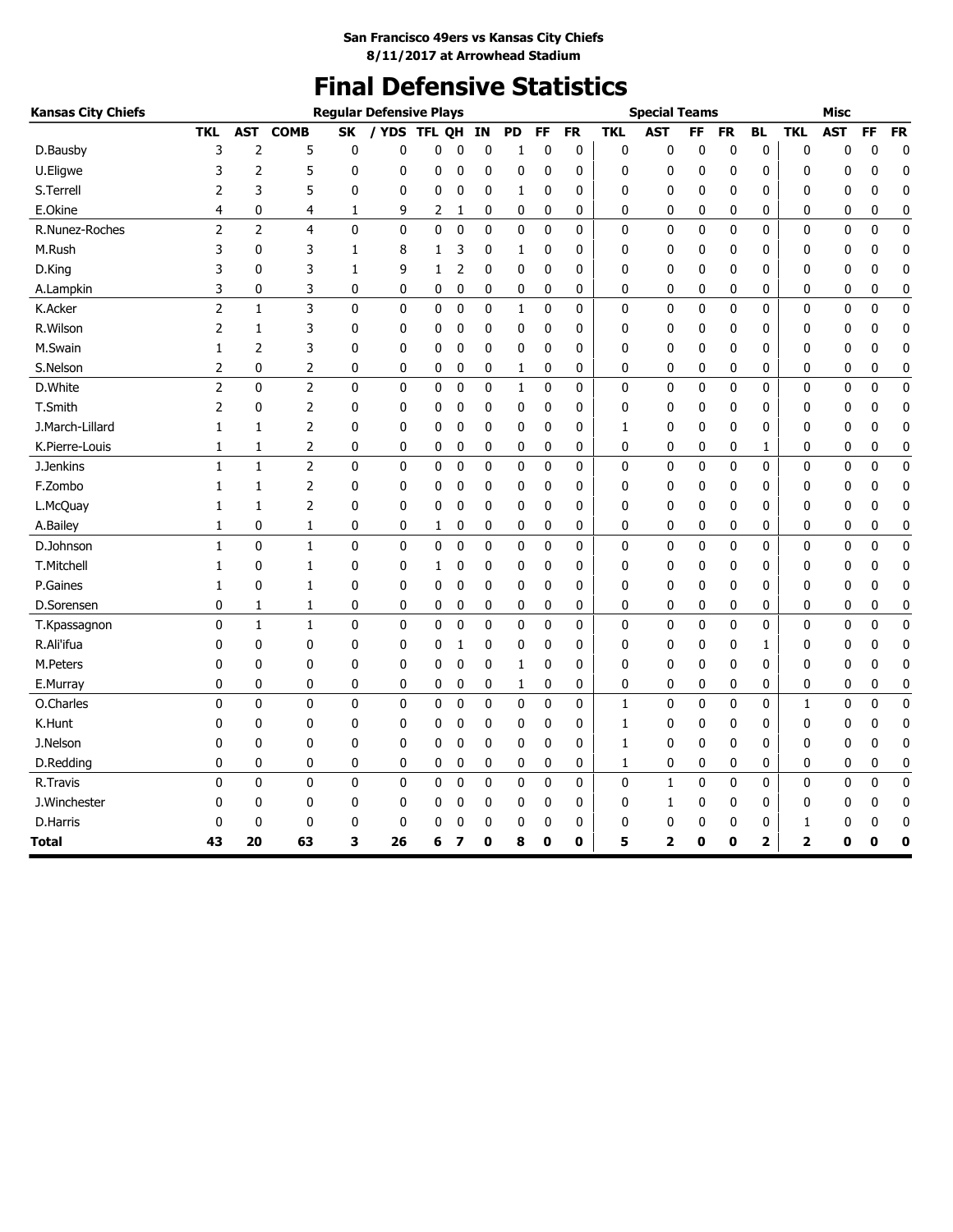**San Francisco 49ers vs Kansas City Chiefs**
**8/11/2017 at Arrowhead Stadium**

# Final Defensive Statistics

| Kansas City Chiefs | Regular Defensive Plays | | | | | | | | | | | Special Teams | | | | | Misc | | | |
|---|---|---|---|---|---|---|---|---|---|---|---|---|---|---|---|---|---|---|---|---|
| | TKL | AST | COMB | SK | / YDS | TFL | QH | IN | PD | FF | FR | TKL | AST | FF | FR | BL | TKL | AST | FF | FR |
| D.Bausby | 3 | 2 | 5 | 0 | 0 | 0 | 0 | 0 | 1 | 0 | 0 | 0 | 0 | 0 | 0 | 0 | 0 | 0 | 0 | 0 |
| U.Eligwe | 3 | 2 | 5 | 0 | 0 | 0 | 0 | 0 | 0 | 0 | 0 | 0 | 0 | 0 | 0 | 0 | 0 | 0 | 0 | 0 |
| S.Terrell | 2 | 3 | 5 | 0 | 0 | 0 | 0 | 0 | 1 | 0 | 0 | 0 | 0 | 0 | 0 | 0 | 0 | 0 | 0 | 0 |
| E.Okine | 4 | 0 | 4 | 1 | 9 | 2 | 1 | 0 | 0 | 0 | 0 | 0 | 0 | 0 | 0 | 0 | 0 | 0 | 0 | 0 |
| R.Nunez-Roches | 2 | 2 | 4 | 0 | 0 | 0 | 0 | 0 | 0 | 0 | 0 | 0 | 0 | 0 | 0 | 0 | 0 | 0 | 0 | 0 |
| M.Rush | 3 | 0 | 3 | 1 | 8 | 1 | 3 | 0 | 1 | 0 | 0 | 0 | 0 | 0 | 0 | 0 | 0 | 0 | 0 | 0 |
| D.King | 3 | 0 | 3 | 1 | 9 | 1 | 2 | 0 | 0 | 0 | 0 | 0 | 0 | 0 | 0 | 0 | 0 | 0 | 0 | 0 |
| A.Lampkin | 3 | 0 | 3 | 0 | 0 | 0 | 0 | 0 | 0 | 0 | 0 | 0 | 0 | 0 | 0 | 0 | 0 | 0 | 0 | 0 |
| K.Acker | 2 | 1 | 3 | 0 | 0 | 0 | 0 | 0 | 1 | 0 | 0 | 0 | 0 | 0 | 0 | 0 | 0 | 0 | 0 | 0 |
| R.Wilson | 2 | 1 | 3 | 0 | 0 | 0 | 0 | 0 | 0 | 0 | 0 | 0 | 0 | 0 | 0 | 0 | 0 | 0 | 0 | 0 |
| M.Swain | 1 | 2 | 3 | 0 | 0 | 0 | 0 | 0 | 0 | 0 | 0 | 0 | 0 | 0 | 0 | 0 | 0 | 0 | 0 | 0 |
| S.Nelson | 2 | 0 | 2 | 0 | 0 | 0 | 0 | 0 | 1 | 0 | 0 | 0 | 0 | 0 | 0 | 0 | 0 | 0 | 0 | 0 |
| D.White | 2 | 0 | 2 | 0 | 0 | 0 | 0 | 0 | 1 | 0 | 0 | 0 | 0 | 0 | 0 | 0 | 0 | 0 | 0 | 0 |
| T.Smith | 2 | 0 | 2 | 0 | 0 | 0 | 0 | 0 | 0 | 0 | 0 | 0 | 0 | 0 | 0 | 0 | 0 | 0 | 0 | 0 |
| J.March-Lillard | 1 | 1 | 2 | 0 | 0 | 0 | 0 | 0 | 0 | 0 | 0 | 1 | 0 | 0 | 0 | 0 | 0 | 0 | 0 | 0 |
| K.Pierre-Louis | 1 | 1 | 2 | 0 | 0 | 0 | 0 | 0 | 0 | 0 | 0 | 0 | 0 | 0 | 0 | 1 | 0 | 0 | 0 | 0 |
| J.Jenkins | 1 | 1 | 2 | 0 | 0 | 0 | 0 | 0 | 0 | 0 | 0 | 0 | 0 | 0 | 0 | 0 | 0 | 0 | 0 | 0 |
| F.Zombo | 1 | 1 | 2 | 0 | 0 | 0 | 0 | 0 | 0 | 0 | 0 | 0 | 0 | 0 | 0 | 0 | 0 | 0 | 0 | 0 |
| L.McQuay | 1 | 1 | 2 | 0 | 0 | 0 | 0 | 0 | 0 | 0 | 0 | 0 | 0 | 0 | 0 | 0 | 0 | 0 | 0 | 0 |
| A.Bailey | 1 | 0 | 1 | 0 | 0 | 1 | 0 | 0 | 0 | 0 | 0 | 0 | 0 | 0 | 0 | 0 | 0 | 0 | 0 | 0 |
| D.Johnson | 1 | 0 | 1 | 0 | 0 | 0 | 0 | 0 | 0 | 0 | 0 | 0 | 0 | 0 | 0 | 0 | 0 | 0 | 0 | 0 |
| T.Mitchell | 1 | 0 | 1 | 0 | 0 | 1 | 0 | 0 | 0 | 0 | 0 | 0 | 0 | 0 | 0 | 0 | 0 | 0 | 0 | 0 |
| P.Gaines | 1 | 0 | 1 | 0 | 0 | 0 | 0 | 0 | 0 | 0 | 0 | 0 | 0 | 0 | 0 | 0 | 0 | 0 | 0 | 0 |
| D.Sorensen | 0 | 1 | 1 | 0 | 0 | 0 | 0 | 0 | 0 | 0 | 0 | 0 | 0 | 0 | 0 | 0 | 0 | 0 | 0 | 0 |
| T.Kpassagnon | 0 | 1 | 1 | 0 | 0 | 0 | 0 | 0 | 0 | 0 | 0 | 0 | 0 | 0 | 0 | 0 | 0 | 0 | 0 | 0 |
| R.Ali'ifua | 0 | 0 | 0 | 0 | 0 | 0 | 1 | 0 | 0 | 0 | 0 | 0 | 0 | 0 | 0 | 1 | 0 | 0 | 0 | 0 |
| M.Peters | 0 | 0 | 0 | 0 | 0 | 0 | 0 | 0 | 1 | 0 | 0 | 0 | 0 | 0 | 0 | 0 | 0 | 0 | 0 | 0 |
| E.Murray | 0 | 0 | 0 | 0 | 0 | 0 | 0 | 0 | 1 | 0 | 0 | 0 | 0 | 0 | 0 | 0 | 0 | 0 | 0 | 0 |
| O.Charles | 0 | 0 | 0 | 0 | 0 | 0 | 0 | 0 | 0 | 0 | 0 | 1 | 0 | 0 | 0 | 0 | 1 | 0 | 0 | 0 |
| K.Hunt | 0 | 0 | 0 | 0 | 0 | 0 | 0 | 0 | 0 | 0 | 0 | 1 | 0 | 0 | 0 | 0 | 0 | 0 | 0 | 0 |
| J.Nelson | 0 | 0 | 0 | 0 | 0 | 0 | 0 | 0 | 0 | 0 | 0 | 1 | 0 | 0 | 0 | 0 | 0 | 0 | 0 | 0 |
| D.Redding | 0 | 0 | 0 | 0 | 0 | 0 | 0 | 0 | 0 | 0 | 0 | 1 | 0 | 0 | 0 | 0 | 0 | 0 | 0 | 0 |
| R.Travis | 0 | 0 | 0 | 0 | 0 | 0 | 0 | 0 | 0 | 0 | 0 | 0 | 1 | 0 | 0 | 0 | 0 | 0 | 0 | 0 |
| J.Winchester | 0 | 0 | 0 | 0 | 0 | 0 | 0 | 0 | 0 | 0 | 0 | 0 | 1 | 0 | 0 | 0 | 0 | 0 | 0 | 0 |
| D.Harris | 0 | 0 | 0 | 0 | 0 | 0 | 0 | 0 | 0 | 0 | 0 | 0 | 0 | 0 | 0 | 0 | 1 | 0 | 0 | 0 |
| **Total** | **43** | **20** | **63** | **3** | **26** | **6** | **7** | **0** | **8** | **0** | **0** | **5** | **2** | **0** | **0** | **2** | **2** | **0** | **0** | **0** |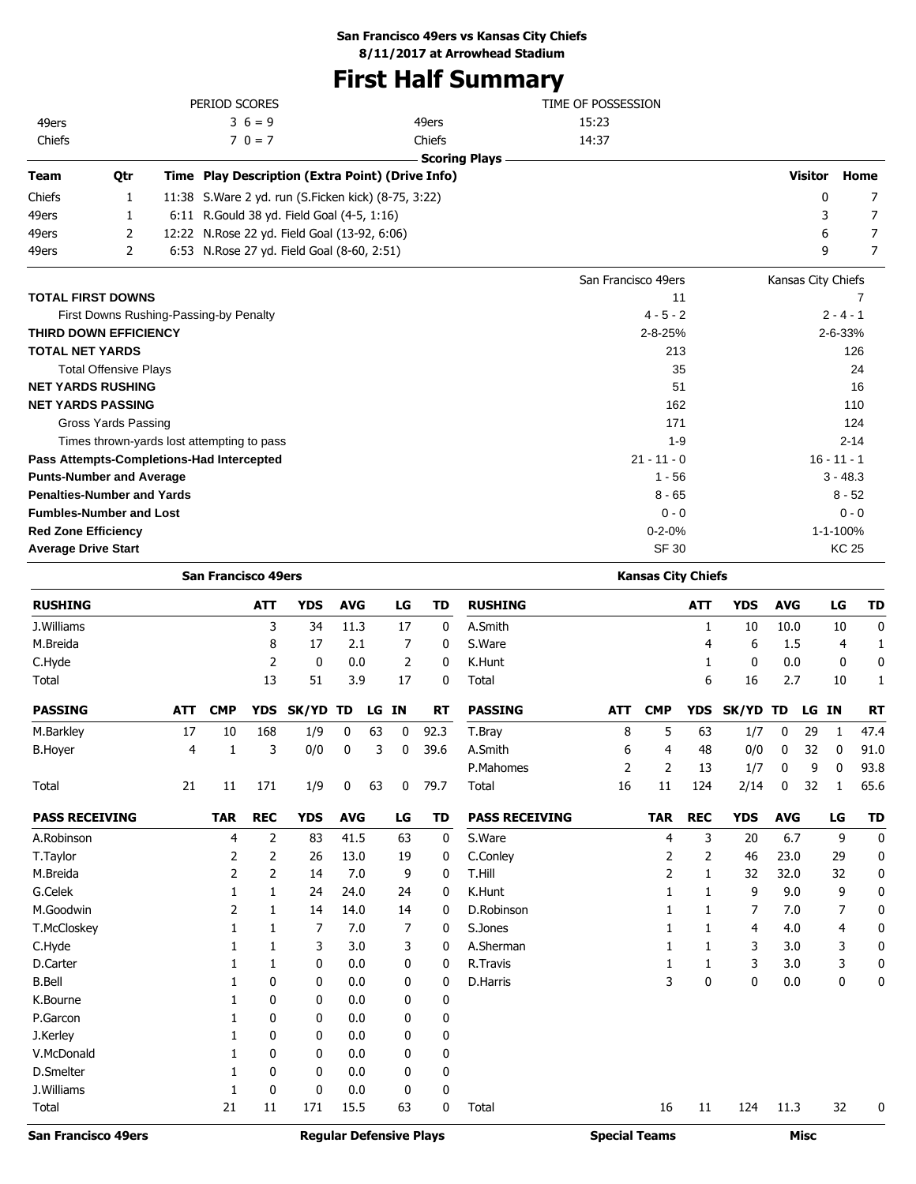**San Francisco 49ers vs Kansas City Chiefs**
**8/11/2017 at Arrowhead Stadium**

# First Half Summary

| PERIOD SCORES | | | TIME OF POSSESSION |
|---|---|---|---|
| 49ers | 3 6 = 9 | 49ers | 15:23 |
| Chiefs | 7 0 = 7 | Chiefs | 14:37 |

### Scoring Plays

| Team | Qtr | Time | Play Description (Extra Point) (Drive Info) | Visitor | Home |
|---|---|---|---|---|---|
| Chiefs | 1 | 11:38 | S.Ware 2 yd. run (S.Ficken kick) (8-75, 3:22) | 0 | 7 |
| 49ers | 1 | 6:11 | R.Gould 38 yd. Field Goal (4-5, 1:16) | 3 | 7 |
| 49ers | 2 | 12:22 | N.Rose 22 yd. Field Goal (13-92, 6:06) | 6 | 7 |
| 49ers | 2 | 6:53 | N.Rose 27 yd. Field Goal (8-60, 2:51) | 9 | 7 |

| | San Francisco 49ers | Kansas City Chiefs |
|---|---|---|
| **TOTAL FIRST DOWNS** | 11 | 7 |
| First Downs Rushing-Passing-by Penalty | 4 - 5 - 2 | 2 - 4 - 1 |
| **THIRD DOWN EFFICIENCY** | 2-8-25% | 2-6-33% |
| **TOTAL NET YARDS** | 213 | 126 |
| Total Offensive Plays | 35 | 24 |
| **NET YARDS RUSHING** | 51 | 16 |
| **NET YARDS PASSING** | 162 | 110 |
| Gross Yards Passing | 171 | 124 |
| Times thrown-yards lost attempting to pass | 1-9 | 2-14 |
| **Pass Attempts-Completions-Had Intercepted** | 21 - 11 - 0 | 16 - 11 - 1 |
| **Punts-Number and Average** | 1 - 56 | 3 - 48.3 |
| **Penalties-Number and Yards** | 8 - 65 | 8 - 52 |
| **Fumbles-Number and Lost** | 0 - 0 | 0 - 0 |
| **Red Zone Efficiency** | 0-2-0% | 1-1-100% |
| **Average Drive Start** | SF 30 | KC 25 |

### San Francisco 49ers

| RUSHING | ATT | YDS | AVG | LG | TD |
|---|---|---|---|---|---|
| J.Williams | 3 | 34 | 11.3 | 17 | 0 |
| M.Breida | 8 | 17 | 2.1 | 7 | 0 |
| C.Hyde | 2 | 0 | 0.0 | 2 | 0 |
| Total | 13 | 51 | 3.9 | 17 | 0 |

| PASSING | ATT | CMP | YDS | SK/YD | TD | LG | IN | RT |
|---|---|---|---|---|---|---|---|---|
| M.Barkley | 17 | 10 | 168 | 1/9 | 0 | 63 | 0 | 92.3 |
| B.Hoyer | 4 | 1 | 3 | 0/0 | 0 | 3 | 0 | 39.6 |
| Total | 21 | 11 | 171 | 1/9 | 0 | 63 | 0 | 79.7 |

| PASS RECEIVING | TAR | REC | YDS | AVG | LG | TD |
|---|---|---|---|---|---|---|
| A.Robinson | 4 | 2 | 83 | 41.5 | 63 | 0 |
| T.Taylor | 2 | 2 | 26 | 13.0 | 19 | 0 |
| M.Breida | 2 | 2 | 14 | 7.0 | 9 | 0 |
| G.Celek | 1 | 1 | 24 | 24.0 | 24 | 0 |
| M.Goodwin | 2 | 1 | 14 | 14.0 | 14 | 0 |
| T.McCloskey | 1 | 1 | 7 | 7.0 | 7 | 0 |
| C.Hyde | 1 | 1 | 3 | 3.0 | 3 | 0 |
| D.Carter | 1 | 1 | 0 | 0.0 | 0 | 0 |
| B.Bell | 1 | 0 | 0 | 0.0 | 0 | 0 |
| K.Bourne | 1 | 0 | 0 | 0.0 | 0 | 0 |
| P.Garcon | 1 | 0 | 0 | 0.0 | 0 | 0 |
| J.Kerley | 1 | 0 | 0 | 0.0 | 0 | 0 |
| V.McDonald | 1 | 0 | 0 | 0.0 | 0 | 0 |
| D.Smelter | 1 | 0 | 0 | 0.0 | 0 | 0 |
| J.Williams | 1 | 0 | 0 | 0.0 | 0 | 0 |
| Total | 21 | 11 | 171 | 15.5 | 63 | 0 |

### Kansas City Chiefs

| RUSHING | ATT | YDS | AVG | LG | TD |
|---|---|---|---|---|---|
| A.Smith | 1 | 10 | 10.0 | 10 | 0 |
| S.Ware | 4 | 6 | 1.5 | 4 | 1 |
| K.Hunt | 1 | 0 | 0.0 | 0 | 0 |
| Total | 6 | 16 | 2.7 | 10 | 1 |

| PASSING | ATT | CMP | YDS | SK/YD | TD | LG | IN | RT |
|---|---|---|---|---|---|---|---|---|
| T.Bray | 8 | 5 | 63 | 1/7 | 0 | 29 | 1 | 47.4 |
| A.Smith | 6 | 4 | 48 | 0/0 | 0 | 32 | 0 | 91.0 |
| P.Mahomes | 2 | 2 | 13 | 1/7 | 0 | 9 | 0 | 93.8 |
| Total | 16 | 11 | 124 | 2/14 | 0 | 32 | 1 | 65.6 |

| PASS RECEIVING | TAR | REC | YDS | AVG | LG | TD |
|---|---|---|---|---|---|---|
| S.Ware | 4 | 3 | 20 | 6.7 | 9 | 0 |
| C.Conley | 2 | 2 | 46 | 23.0 | 29 | 0 |
| T.Hill | 2 | 1 | 32 | 32.0 | 32 | 0 |
| K.Hunt | 1 | 1 | 9 | 9.0 | 9 | 0 |
| D.Robinson | 1 | 1 | 7 | 7.0 | 7 | 0 |
| S.Jones | 1 | 1 | 4 | 4.0 | 4 | 0 |
| A.Sherman | 1 | 1 | 3 | 3.0 | 3 | 0 |
| R.Travis | 1 | 1 | 3 | 3.0 | 3 | 0 |
| D.Harris | 3 | 0 | 0 | 0.0 | 0 | 0 |
| Total | 16 | 11 | 124 | 11.3 | 32 | 0 |

**San Francisco 49ers** | **Regular Defensive Plays** | **Special Teams** | **Misc**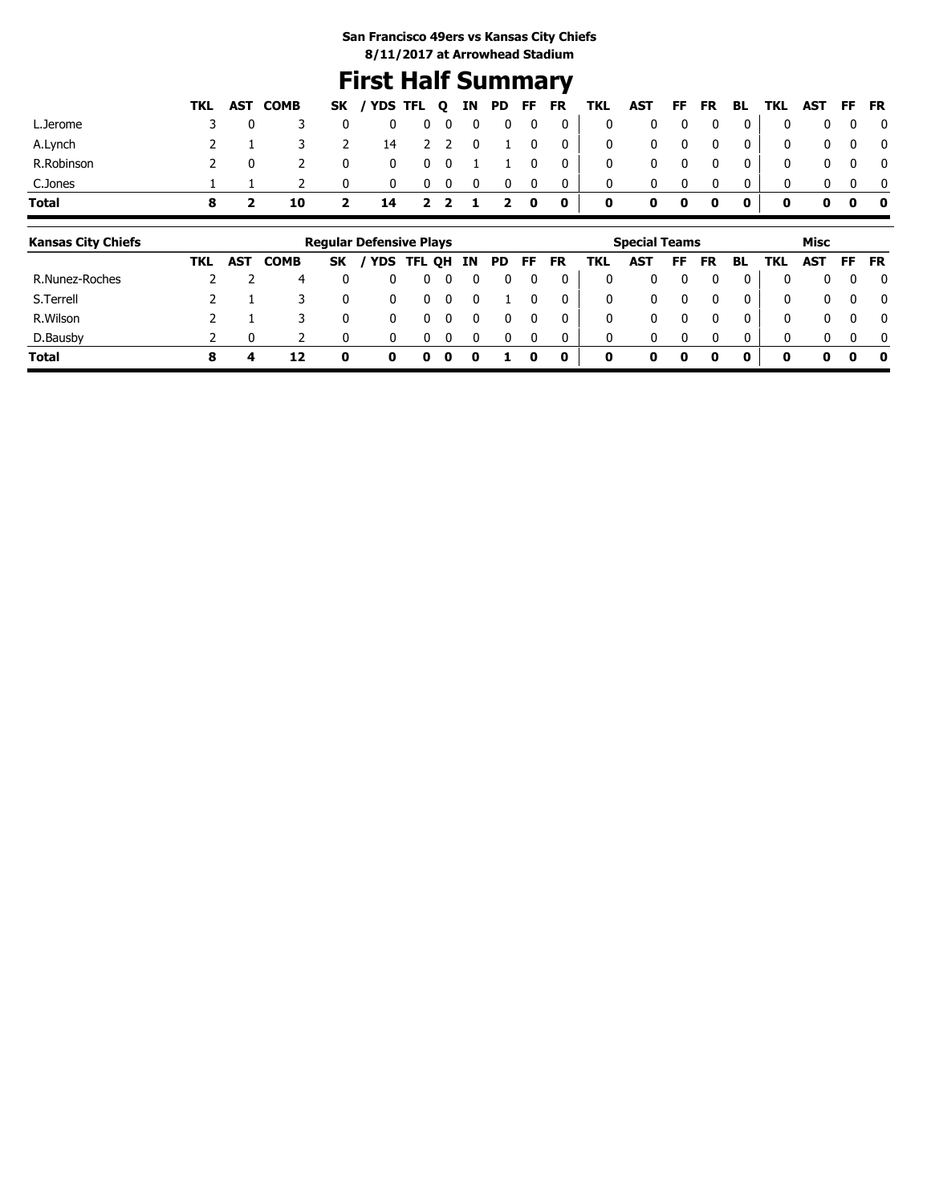**San Francisco 49ers vs Kansas City Chiefs**
**8/11/2017 at Arrowhead Stadium**

# First Half Summary

| | TKL | AST | COMB | SK | / YDS | TFL | Q | IN | PD | FF | FR | TKL | AST | FF | FR | BL | TKL | AST | FF | FR |
|---|---|---|---|---|---|---|---|---|---|---|---|---|---|---|---|---|---|---|---|---|
| L.Jerome | 3 | 0 | 3 | 0 | 0 | 0 | 0 | 0 | 0 | 0 | 0 | 0 | 0 | 0 | 0 | 0 | 0 | 0 | 0 | 0 |
| A.Lynch | 2 | 1 | 3 | 2 | 14 | 2 | 2 | 0 | 1 | 0 | 0 | 0 | 0 | 0 | 0 | 0 | 0 | 0 | 0 | 0 |
| R.Robinson | 2 | 0 | 2 | 0 | 0 | 0 | 0 | 1 | 1 | 0 | 0 | 0 | 0 | 0 | 0 | 0 | 0 | 0 | 0 | 0 |
| C.Jones | 1 | 1 | 2 | 0 | 0 | 0 | 0 | 0 | 0 | 0 | 0 | 0 | 0 | 0 | 0 | 0 | 0 | 0 | 0 | 0 |
| **Total** | **8** | **2** | **10** | **2** | **14** | **2** | **2** | **1** | **2** | **0** | **0** | **0** | **0** | **0** | **0** | **0** | **0** | **0** | **0** | **0** |

| **Kansas City Chiefs** | Regular Defensive Plays | | | | | | | | | | | Special Teams | | | | | Misc | | | |
|---|---|---|---|---|---|---|---|---|---|---|---|---|---|---|---|---|---|---|---|---|
| | TKL | AST | COMB | SK | / YDS | TFL | QH | IN | PD | FF | FR | TKL | AST | FF | FR | BL | TKL | AST | FF | FR |
| R.Nunez-Roches | 2 | 2 | 4 | 0 | 0 | 0 | 0 | 0 | 0 | 0 | 0 | 0 | 0 | 0 | 0 | 0 | 0 | 0 | 0 | 0 |
| S.Terrell | 2 | 1 | 3 | 0 | 0 | 0 | 0 | 0 | 1 | 0 | 0 | 0 | 0 | 0 | 0 | 0 | 0 | 0 | 0 | 0 |
| R.Wilson | 2 | 1 | 3 | 0 | 0 | 0 | 0 | 0 | 0 | 0 | 0 | 0 | 0 | 0 | 0 | 0 | 0 | 0 | 0 | 0 |
| D.Bausby | 2 | 0 | 2 | 0 | 0 | 0 | 0 | 0 | 0 | 0 | 0 | 0 | 0 | 0 | 0 | 0 | 0 | 0 | 0 | 0 |
| **Total** | **8** | **4** | **12** | **0** | **0** | **0** | **0** | **0** | **1** | **0** | **0** | **0** | **0** | **0** | **0** | **0** | **0** | **0** | **0** | **0** |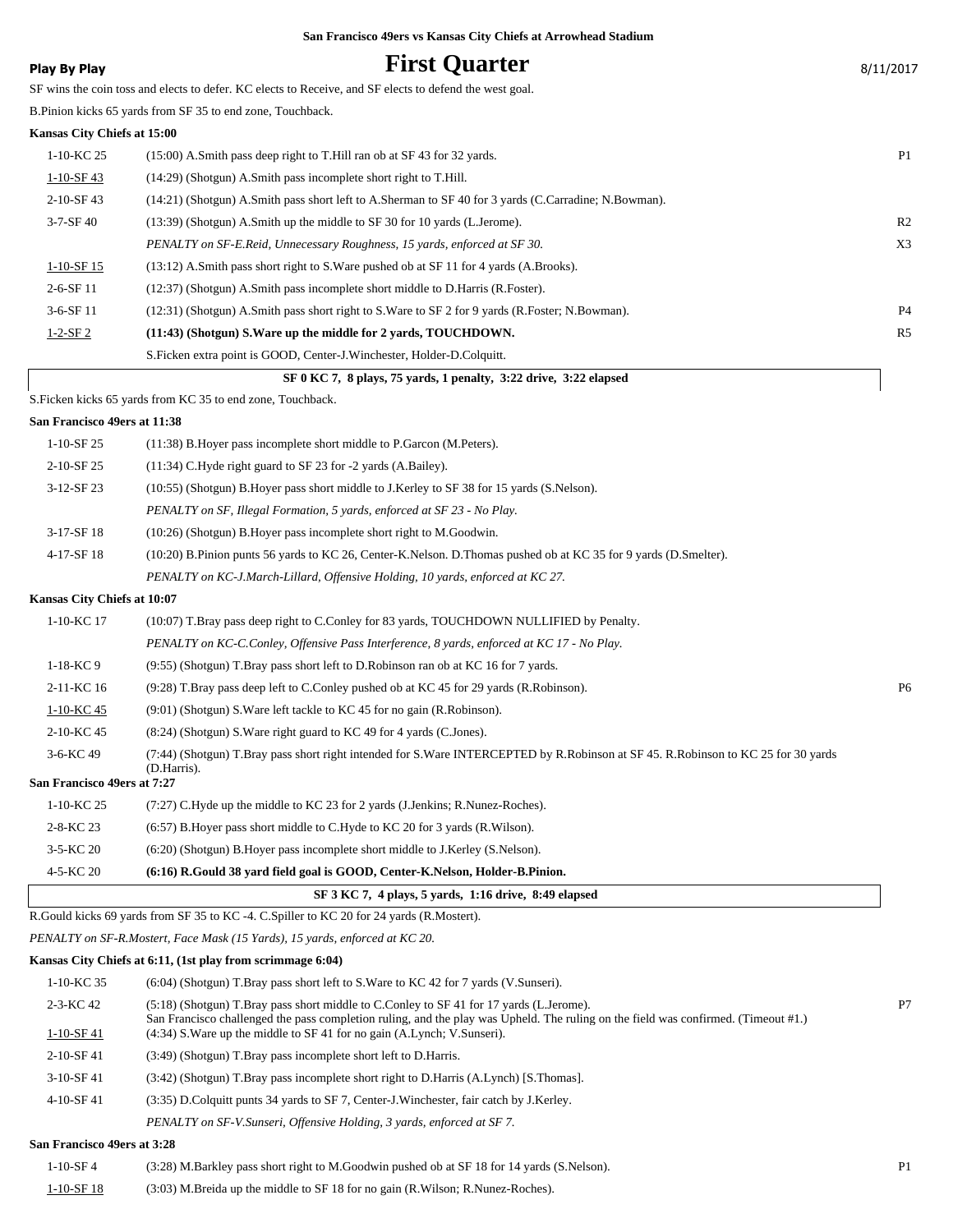**San Francisco 49ers vs Kansas City Chiefs at Arrowhead Stadium**

**Play By Play**

# First Quarter

8/11/2017

SF wins the coin toss and elects to defer. KC elects to Receive, and SF elects to defend the west goal.

B.Pinion kicks 65 yards from SF 35 to end zone, Touchback.

**Kansas City Chiefs at 15:00**

| | | |
|---|---|---|
| 1-10-KC 25 | (15:00) A.Smith pass deep right to T.Hill ran ob at SF 43 for 32 yards. | P1 |
| 1-10-SF 43 | (14:29) (Shotgun) A.Smith pass incomplete short right to T.Hill. | |
| 2-10-SF 43 | (14:21) (Shotgun) A.Smith pass short left to A.Sherman to SF 40 for 3 yards (C.Carradine; N.Bowman). | |
| 3-7-SF 40 | (13:39) (Shotgun) A.Smith up the middle to SF 30 for 10 yards (L.Jerome). | R2 |
| | *PENALTY on SF-E.Reid, Unnecessary Roughness, 15 yards, enforced at SF 30.* | X3 |
| 1-10-SF 15 | (13:12) A.Smith pass short right to S.Ware pushed ob at SF 11 for 4 yards (A.Brooks). | |
| 2-6-SF 11 | (12:37) (Shotgun) A.Smith pass incomplete short middle to D.Harris (R.Foster). | |
| 3-6-SF 11 | (12:31) (Shotgun) A.Smith pass short right to S.Ware to SF 2 for 9 yards (R.Foster; N.Bowman). | P4 |
| 1-2-SF 2 | **(11:43) (Shotgun) S.Ware up the middle for 2 yards, TOUCHDOWN.** | R5 |
| | S.Ficken extra point is GOOD, Center-J.Winchester, Holder-D.Colquitt. | |

**SF 0 KC 7, 8 plays, 75 yards, 1 penalty, 3:22 drive, 3:22 elapsed**

S.Ficken kicks 65 yards from KC 35 to end zone, Touchback.

**San Francisco 49ers at 11:38**

| | |
|---|---|
| 1-10-SF 25 | (11:38) B.Hoyer pass incomplete short middle to P.Garcon (M.Peters). |
| 2-10-SF 25 | (11:34) C.Hyde right guard to SF 23 for -2 yards (A.Bailey). |
| 3-12-SF 23 | (10:55) (Shotgun) B.Hoyer pass short middle to J.Kerley to SF 38 for 15 yards (S.Nelson). |
| | *PENALTY on SF, Illegal Formation, 5 yards, enforced at SF 23 - No Play.* |
| 3-17-SF 18 | (10:26) (Shotgun) B.Hoyer pass incomplete short right to M.Goodwin. |
| 4-17-SF 18 | (10:20) B.Pinion punts 56 yards to KC 26, Center-K.Nelson. D.Thomas pushed ob at KC 35 for 9 yards (D.Smelter). |
| | *PENALTY on KC-J.March-Lillard, Offensive Holding, 10 yards, enforced at KC 27.* |

**Kansas City Chiefs at 10:07**

| | | |
|---|---|---|
| 1-10-KC 17 | (10:07) T.Bray pass deep right to C.Conley for 83 yards, TOUCHDOWN NULLIFIED by Penalty. | |
| | *PENALTY on KC-C.Conley, Offensive Pass Interference, 8 yards, enforced at KC 17 - No Play.* | |
| 1-18-KC 9 | (9:55) (Shotgun) T.Bray pass short left to D.Robinson ran ob at KC 16 for 7 yards. | |
| 2-11-KC 16 | (9:28) T.Bray pass deep left to C.Conley pushed ob at KC 45 for 29 yards (R.Robinson). | P6 |
| 1-10-KC 45 | (9:01) (Shotgun) S.Ware left tackle to KC 45 for no gain (R.Robinson). | |
| 2-10-KC 45 | (8:24) (Shotgun) S.Ware right guard to KC 49 for 4 yards (C.Jones). | |
| 3-6-KC 49 | (7:44) (Shotgun) T.Bray pass short right intended for S.Ware INTERCEPTED by R.Robinson at SF 45. R.Robinson to KC 25 for 30 yards (D.Harris). | |

**San Francisco 49ers at 7:27**

| | |
|---|---|
| 1-10-KC 25 | (7:27) C.Hyde up the middle to KC 23 for 2 yards (J.Jenkins; R.Nunez-Roches). |
| 2-8-KC 23 | (6:57) B.Hoyer pass short middle to C.Hyde to KC 20 for 3 yards (R.Wilson). |
| 3-5-KC 20 | (6:20) (Shotgun) B.Hoyer pass incomplete short middle to J.Kerley (S.Nelson). |
| 4-5-KC 20 | **(6:16) R.Gould 38 yard field goal is GOOD, Center-K.Nelson, Holder-B.Pinion.** |

**SF 3 KC 7, 4 plays, 5 yards, 1:16 drive, 8:49 elapsed**

R.Gould kicks 69 yards from SF 35 to KC -4. C.Spiller to KC 20 for 24 yards (R.Mostert).

*PENALTY on SF-R.Mostert, Face Mask (15 Yards), 15 yards, enforced at KC 20.*

**Kansas City Chiefs at 6:11, (1st play from scrimmage 6:04)**

| | | |
|---|---|---|
| 1-10-KC 35 | (6:04) (Shotgun) T.Bray pass short left to S.Ware to KC 42 for 7 yards (V.Sunseri). | |
| 2-3-KC 42 | (5:18) (Shotgun) T.Bray pass short middle to C.Conley to SF 41 for 17 yards (L.Jerome). San Francisco challenged the pass completion ruling, and the play was Upheld. The ruling on the field was confirmed. (Timeout #1.) | P7 |
| 1-10-SF 41 | (4:34) S.Ware up the middle to SF 41 for no gain (A.Lynch; V.Sunseri). | |
| 2-10-SF 41 | (3:49) (Shotgun) T.Bray pass incomplete short left to D.Harris. | |
| 3-10-SF 41 | (3:42) (Shotgun) T.Bray pass incomplete short right to D.Harris (A.Lynch) [S.Thomas]. | |
| 4-10-SF 41 | (3:35) D.Colquitt punts 34 yards to SF 7, Center-J.Winchester, fair catch by J.Kerley. | |
| | *PENALTY on SF-V.Sunseri, Offensive Holding, 3 yards, enforced at SF 7.* | |

**San Francisco 49ers at 3:28**

| | | |
|---|---|---|
| 1-10-SF 4 | (3:28) M.Barkley pass short right to M.Goodwin pushed ob at SF 18 for 14 yards (S.Nelson). | P1 |
| 1-10-SF 18 | (3:03) M.Breida up the middle to SF 18 for no gain (R.Wilson; R.Nunez-Roches). | |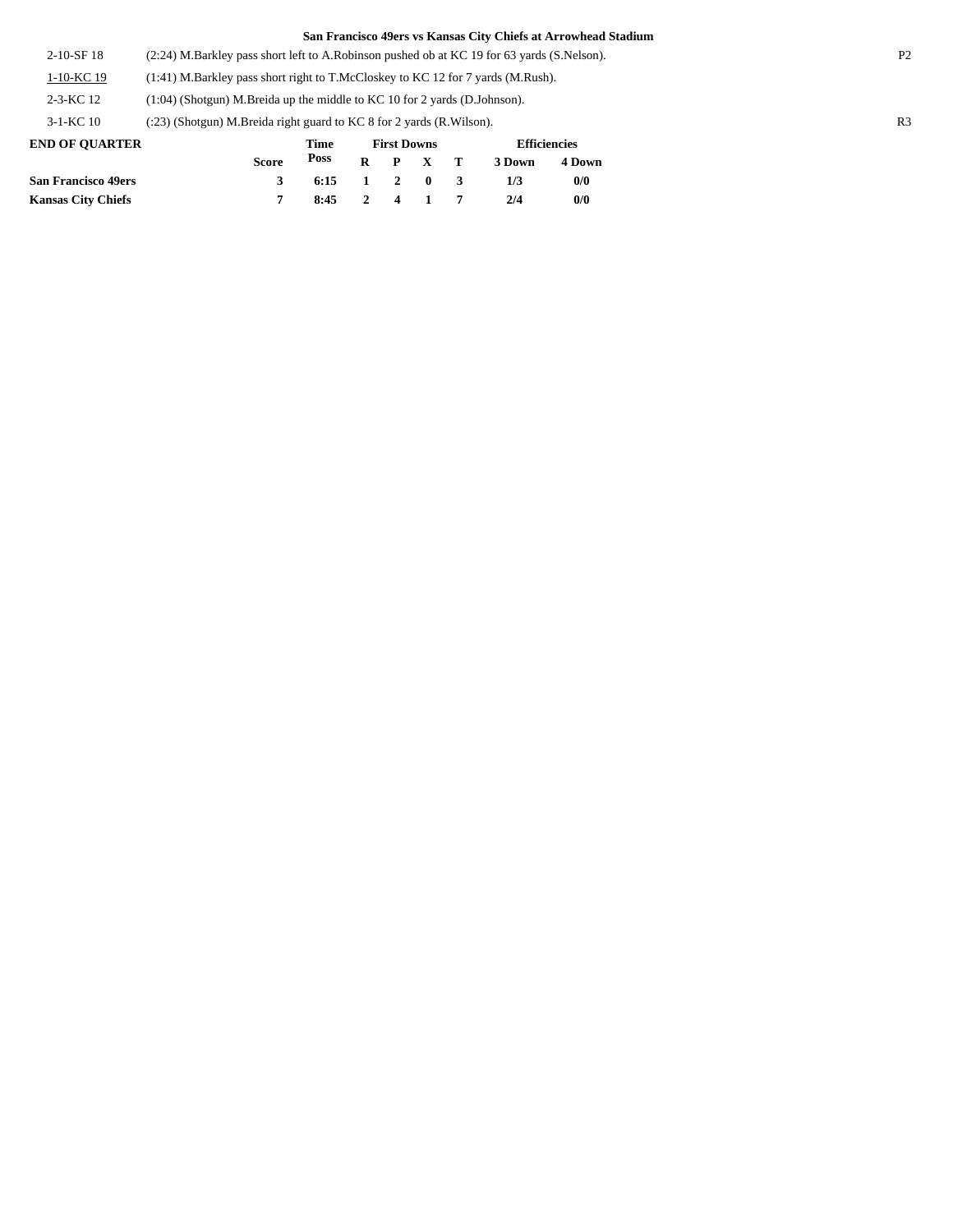**San Francisco 49ers vs Kansas City Chiefs at Arrowhead Stadium**

| | | |
|---|---|---|
| 2-10-SF 18 | (2:24) M.Barkley pass short left to A.Robinson pushed ob at KC 19 for 63 yards (S.Nelson). | P2 |
| 1-10-KC 19 | (1:41) M.Barkley pass short right to T.McCloskey to KC 12 for 7 yards (M.Rush). | |
| 2-3-KC 12 | (1:04) (Shotgun) M.Breida up the middle to KC 10 for 2 yards (D.Johnson). | |
| 3-1-KC 10 | (:23) (Shotgun) M.Breida right guard to KC 8 for 2 yards (R.Wilson). | R3 |

| END OF QUARTER | Score | Time Poss | First Downs R | P | X | T | Efficiencies 3 Down | 4 Down |
|---|---|---|---|---|---|---|---|---|
| San Francisco 49ers | 3 | 6:15 | 1 | 2 | 0 | 3 | 1/3 | 0/0 |
| Kansas City Chiefs | 7 | 8:45 | 2 | 4 | 1 | 7 | 2/4 | 0/0 |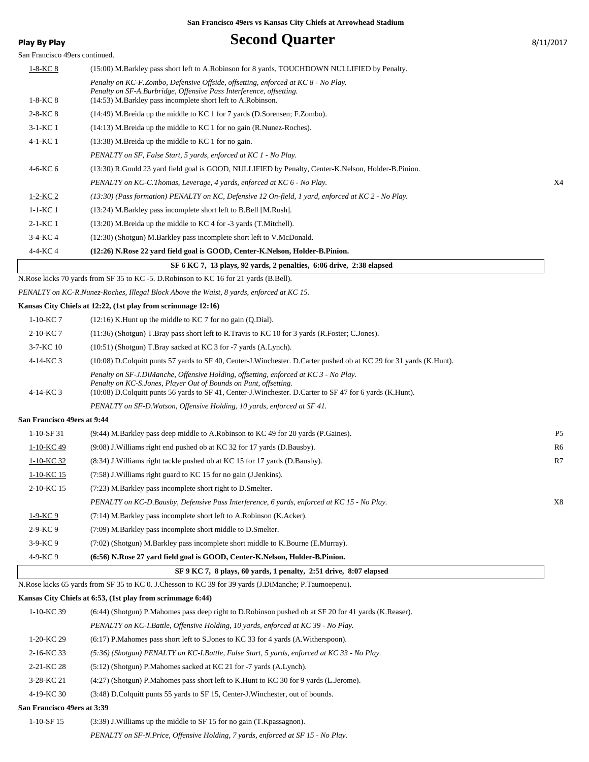San Francisco 49ers vs Kansas City Chiefs at Arrowhead Stadium

**Play By Play**

# Second Quarter

8/11/2017

San Francisco 49ers continued.

| Down | Play | |
|---|---|---|
| 1-8-KC 8 | (15:00) M.Barkley pass short left to A.Robinson for 8 yards, TOUCHDOWN NULLIFIED by Penalty. | |
| | *Penalty on KC-F.Zombo, Defensive Offside, offsetting, enforced at KC 8 - No Play.* *Penalty on SF-A.Burbridge, Offensive Pass Interference, offsetting.* | |
| 1-8-KC 8 | (14:53) M.Barkley pass incomplete short left to A.Robinson. | |
| 2-8-KC 8 | (14:49) M.Breida up the middle to KC 1 for 7 yards (D.Sorensen; F.Zombo). | |
| 3-1-KC 1 | (14:13) M.Breida up the middle to KC 1 for no gain (R.Nunez-Roches). | |
| 4-1-KC 1 | (13:38) M.Breida up the middle to KC 1 for no gain. | |
| | *PENALTY on SF, False Start, 5 yards, enforced at KC 1 - No Play.* | |
| 4-6-KC 6 | (13:30) R.Gould 23 yard field goal is GOOD, NULLIFIED by Penalty, Center-K.Nelson, Holder-B.Pinion. | |
| | *PENALTY on KC-C.Thomas, Leverage, 4 yards, enforced at KC 6 - No Play.* | X4 |
| 1-2-KC 2 | *(13:30) (Pass formation) PENALTY on KC, Defensive 12 On-field, 1 yard, enforced at KC 2 - No Play.* | |
| 1-1-KC 1 | (13:24) M.Barkley pass incomplete short left to B.Bell [M.Rush]. | |
| 2-1-KC 1 | (13:20) M.Breida up the middle to KC 4 for -3 yards (T.Mitchell). | |
| 3-4-KC 4 | (12:30) (Shotgun) M.Barkley pass incomplete short left to V.McDonald. | |
| 4-4-KC 4 | **(12:26) N.Rose 22 yard field goal is GOOD, Center-K.Nelson, Holder-B.Pinion.** | |

**SF 6 KC 7, 13 plays, 92 yards, 2 penalties, 6:06 drive, 2:38 elapsed**

N.Rose kicks 70 yards from SF 35 to KC -5. D.Robinson to KC 16 for 21 yards (B.Bell).

*PENALTY on KC-R.Nunez-Roches, Illegal Block Above the Waist, 8 yards, enforced at KC 15.*

**Kansas City Chiefs at 12:22, (1st play from scrimmage 12:16)**

| Down | Play | |
|---|---|---|
| 1-10-KC 7 | (12:16) K.Hunt up the middle to KC 7 for no gain (Q.Dial). | |
| 2-10-KC 7 | (11:36) (Shotgun) T.Bray pass short left to R.Travis to KC 10 for 3 yards (R.Foster; C.Jones). | |
| 3-7-KC 10 | (10:51) (Shotgun) T.Bray sacked at KC 3 for -7 yards (A.Lynch). | |
| 4-14-KC 3 | (10:08) D.Colquitt punts 57 yards to SF 40, Center-J.Winchester. D.Carter pushed ob at KC 29 for 31 yards (K.Hunt). | |
| | *Penalty on SF-J.DiManche, Offensive Holding, offsetting, enforced at KC 3 - No Play.* *Penalty on KC-S.Jones, Player Out of Bounds on Punt, offsetting.* | |
| 4-14-KC 3 | (10:08) D.Colquitt punts 56 yards to SF 41, Center-J.Winchester. D.Carter to SF 47 for 6 yards (K.Hunt). | |
| | *PENALTY on SF-D.Watson, Offensive Holding, 10 yards, enforced at SF 41.* | |

**San Francisco 49ers at 9:44**

| Down | Play | |
|---|---|---|
| 1-10-SF 31 | (9:44) M.Barkley pass deep middle to A.Robinson to KC 49 for 20 yards (P.Gaines). | P5 |
| 1-10-KC 49 | (9:08) J.Williams right end pushed ob at KC 32 for 17 yards (D.Bausby). | R6 |
| 1-10-KC 32 | (8:34) J.Williams right tackle pushed ob at KC 15 for 17 yards (D.Bausby). | R7 |
| 1-10-KC 15 | (7:58) J.Williams right guard to KC 15 for no gain (J.Jenkins). | |
| 2-10-KC 15 | (7:23) M.Barkley pass incomplete short right to D.Smelter. | |
| | *PENALTY on KC-D.Bausby, Defensive Pass Interference, 6 yards, enforced at KC 15 - No Play.* | X8 |
| 1-9-KC 9 | (7:14) M.Barkley pass incomplete short left to A.Robinson (K.Acker). | |
| 2-9-KC 9 | (7:09) M.Barkley pass incomplete short middle to D.Smelter. | |
| 3-9-KC 9 | (7:02) (Shotgun) M.Barkley pass incomplete short middle to K.Bourne (E.Murray). | |
| 4-9-KC 9 | **(6:56) N.Rose 27 yard field goal is GOOD, Center-K.Nelson, Holder-B.Pinion.** | |

**SF 9 KC 7, 8 plays, 60 yards, 1 penalty, 2:51 drive, 8:07 elapsed**

N.Rose kicks 65 yards from SF 35 to KC 0. J.Chesson to KC 39 for 39 yards (J.DiManche; P.Taumoepenu).

**Kansas City Chiefs at 6:53, (1st play from scrimmage 6:44)**

| Down | Play |
|---|---|
| 1-10-KC 39 | (6:44) (Shotgun) P.Mahomes pass deep right to D.Robinson pushed ob at SF 20 for 41 yards (K.Reaser). |
| | *PENALTY on KC-I.Battle, Offensive Holding, 10 yards, enforced at KC 39 - No Play.* |
| 1-20-KC 29 | (6:17) P.Mahomes pass short left to S.Jones to KC 33 for 4 yards (A.Witherspoon). |
| 2-16-KC 33 | *(5:36) (Shotgun) PENALTY on KC-I.Battle, False Start, 5 yards, enforced at KC 33 - No Play.* |
| 2-21-KC 28 | (5:12) (Shotgun) P.Mahomes sacked at KC 21 for -7 yards (A.Lynch). |
| 3-28-KC 21 | (4:27) (Shotgun) P.Mahomes pass short left to K.Hunt to KC 30 for 9 yards (L.Jerome). |
| 4-19-KC 30 | (3:48) D.Colquitt punts 55 yards to SF 15, Center-J.Winchester, out of bounds. |

**San Francisco 49ers at 3:39**

| Down | Play |
|---|---|
| 1-10-SF 15 | (3:39) J.Williams up the middle to SF 15 for no gain (T.Kpassagnon). |
| | *PENALTY on SF-N.Price, Offensive Holding, 7 yards, enforced at SF 15 - No Play.* |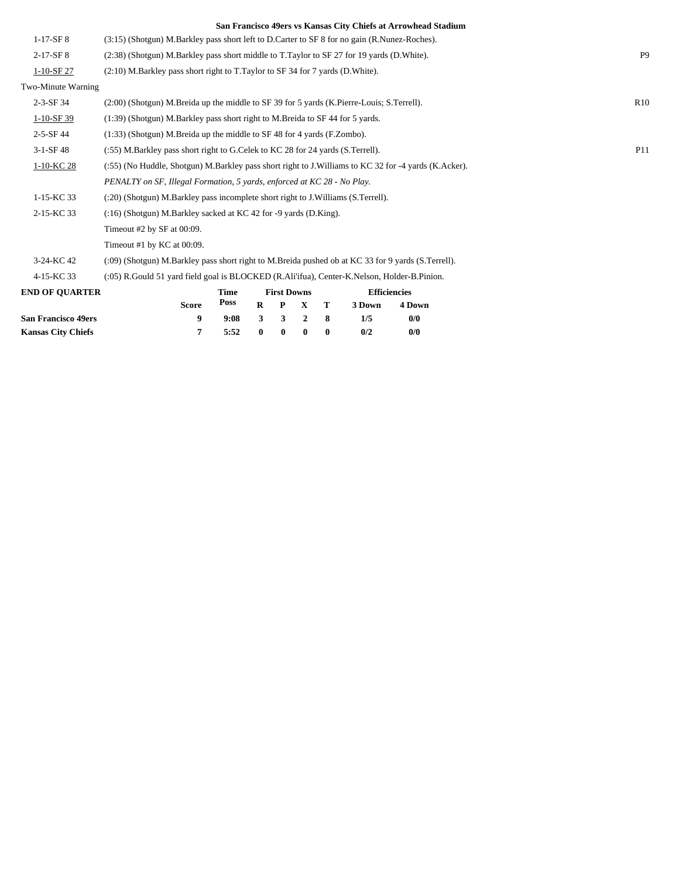**San Francisco 49ers vs Kansas City Chiefs at Arrowhead Stadium**

| | | |
|---|---|---|
| 1-17-SF 8 | (3:15) (Shotgun) M.Barkley pass short left to D.Carter to SF 8 for no gain (R.Nunez-Roches). | |
| 2-17-SF 8 | (2:38) (Shotgun) M.Barkley pass short middle to T.Taylor to SF 27 for 19 yards (D.White). | P9 |
| 1-10-SF 27 | (2:10) M.Barkley pass short right to T.Taylor to SF 34 for 7 yards (D.White). | |
| Two-Minute Warning | | |
| 2-3-SF 34 | (2:00) (Shotgun) M.Breida up the middle to SF 39 for 5 yards (K.Pierre-Louis; S.Terrell). | R10 |
| 1-10-SF 39 | (1:39) (Shotgun) M.Barkley pass short right to M.Breida to SF 44 for 5 yards. | |
| 2-5-SF 44 | (1:33) (Shotgun) M.Breida up the middle to SF 48 for 4 yards (F.Zombo). | |
| 3-1-SF 48 | (:55) M.Barkley pass short right to G.Celek to KC 28 for 24 yards (S.Terrell). | P11 |
| 1-10-KC 28 | (:55) (No Huddle, Shotgun) M.Barkley pass short right to J.Williams to KC 32 for -4 yards (K.Acker). | |
| | *PENALTY on SF, Illegal Formation, 5 yards, enforced at KC 28 - No Play.* | |
| 1-15-KC 33 | (:20) (Shotgun) M.Barkley pass incomplete short right to J.Williams (S.Terrell). | |
| 2-15-KC 33 | (:16) (Shotgun) M.Barkley sacked at KC 42 for -9 yards (D.King). | |
| | Timeout #2 by SF at 00:09. | |
| | Timeout #1 by KC at 00:09. | |
| 3-24-KC 42 | (:09) (Shotgun) M.Barkley pass short right to M.Breida pushed ob at KC 33 for 9 yards (S.Terrell). | |
| 4-15-KC 33 | (:05) R.Gould 51 yard field goal is BLOCKED (R.Ali'ifua), Center-K.Nelson, Holder-B.Pinion. | |

| **END OF QUARTER** | Score | Time Poss | First Downs R | P | X | T | Efficiencies 3 Down | 4 Down |
|---|---|---|---|---|---|---|---|---|
| **San Francisco 49ers** | **9** | **9:08** | **3** | **3** | **2** | **8** | **1/5** | **0/0** |
| **Kansas City Chiefs** | **7** | **5:52** | **0** | **0** | **0** | **0** | **0/2** | **0/0** |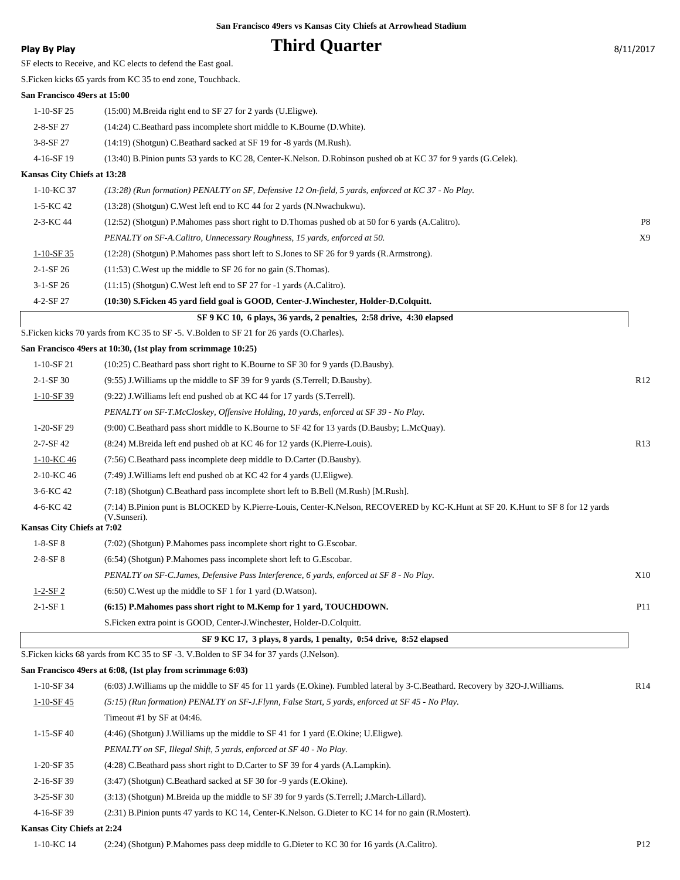**San Francisco 49ers vs Kansas City Chiefs at Arrowhead Stadium**

**Play By Play**

# Third Quarter

8/11/2017

SF elects to Receive, and KC elects to defend the East goal.

S.Ficken kicks 65 yards from KC 35 to end zone, Touchback.

**San Francisco 49ers at 15:00**

| | | |
|---|---|---|
| 1-10-SF 25 | (15:00) M.Breida right end to SF 27 for 2 yards (U.Eligwe). | |
| 2-8-SF 27 | (14:24) C.Beathard pass incomplete short middle to K.Bourne (D.White). | |
| 3-8-SF 27 | (14:19) (Shotgun) C.Beathard sacked at SF 19 for -8 yards (M.Rush). | |
| 4-16-SF 19 | (13:40) B.Pinion punts 53 yards to KC 28, Center-K.Nelson. D.Robinson pushed ob at KC 37 for 9 yards (G.Celek). | |

**Kansas City Chiefs at 13:28**

| | | |
|---|---|---|
| 1-10-KC 37 | *(13:28) (Run formation) PENALTY on SF, Defensive 12 On-field, 5 yards, enforced at KC 37 - No Play.* | |
| 1-5-KC 42 | (13:28) (Shotgun) C.West left end to KC 44 for 2 yards (N.Nwachukwu). | |
| 2-3-KC 44 | (12:52) (Shotgun) P.Mahomes pass short right to D.Thomas pushed ob at 50 for 6 yards (A.Calitro). | P8 |
| | *PENALTY on SF-A.Calitro, Unnecessary Roughness, 15 yards, enforced at 50.* | X9 |
| 1-10-SF 35 | (12:28) (Shotgun) P.Mahomes pass short left to S.Jones to SF 26 for 9 yards (R.Armstrong). | |
| 2-1-SF 26 | (11:53) C.West up the middle to SF 26 for no gain (S.Thomas). | |
| 3-1-SF 26 | (11:15) (Shotgun) C.West left end to SF 27 for -1 yards (A.Calitro). | |
| 4-2-SF 27 | **(10:30) S.Ficken 45 yard field goal is GOOD, Center-J.Winchester, Holder-D.Colquitt.** | |

**SF 9 KC 10, 6 plays, 36 yards, 2 penalties, 2:58 drive, 4:30 elapsed**

S.Ficken kicks 70 yards from KC 35 to SF -5. V.Bolden to SF 21 for 26 yards (O.Charles).

**San Francisco 49ers at 10:30, (1st play from scrimmage 10:25)**

| | | |
|---|---|---|
| 1-10-SF 21 | (10:25) C.Beathard pass short right to K.Bourne to SF 30 for 9 yards (D.Bausby). | |
| 2-1-SF 30 | (9:55) J.Williams up the middle to SF 39 for 9 yards (S.Terrell; D.Bausby). | R12 |
| 1-10-SF 39 | (9:22) J.Williams left end pushed ob at KC 44 for 17 yards (S.Terrell). | |
| | *PENALTY on SF-T.McCloskey, Offensive Holding, 10 yards, enforced at SF 39 - No Play.* | |
| 1-20-SF 29 | (9:00) C.Beathard pass short middle to K.Bourne to SF 42 for 13 yards (D.Bausby; L.McQuay). | |
| 2-7-SF 42 | (8:24) M.Breida left end pushed ob at KC 46 for 12 yards (K.Pierre-Louis). | R13 |
| 1-10-KC 46 | (7:56) C.Beathard pass incomplete deep middle to D.Carter (D.Bausby). | |
| 2-10-KC 46 | (7:49) J.Williams left end pushed ob at KC 42 for 4 yards (U.Eligwe). | |
| 3-6-KC 42 | (7:18) (Shotgun) C.Beathard pass incomplete short left to B.Bell (M.Rush) [M.Rush]. | |
| 4-6-KC 42 | (7:14) B.Pinion punt is BLOCKED by K.Pierre-Louis, Center-K.Nelson, RECOVERED by KC-K.Hunt at SF 20. K.Hunt to SF 8 for 12 yards (V.Sunseri). | |

**Kansas City Chiefs at 7:02**

| | | |
|---|---|---|
| 1-8-SF 8 | (7:02) (Shotgun) P.Mahomes pass incomplete short right to G.Escobar. | |
| 2-8-SF 8 | (6:54) (Shotgun) P.Mahomes pass incomplete short left to G.Escobar. | |
| | *PENALTY on SF-C.James, Defensive Pass Interference, 6 yards, enforced at SF 8 - No Play.* | X10 |
| 1-2-SF 2 | (6:50) C.West up the middle to SF 1 for 1 yard (D.Watson). | |
| 2-1-SF 1 | **(6:15) P.Mahomes pass short right to M.Kemp for 1 yard, TOUCHDOWN.** | P11 |
| | S.Ficken extra point is GOOD, Center-J.Winchester, Holder-D.Colquitt. | |

**SF 9 KC 17, 3 plays, 8 yards, 1 penalty, 0:54 drive, 8:52 elapsed**

S.Ficken kicks 68 yards from KC 35 to SF -3. V.Bolden to SF 34 for 37 yards (J.Nelson).

**San Francisco 49ers at 6:08, (1st play from scrimmage 6:03)**

| | | |
|---|---|---|
| 1-10-SF 34 | (6:03) J.Williams up the middle to SF 45 for 11 yards (E.Okine). Fumbled lateral by 3-C.Beathard. Recovery by 32O-J.Williams. | R14 |
| 1-10-SF 45 | *(5:15) (Run formation) PENALTY on SF-J.Flynn, False Start, 5 yards, enforced at SF 45 - No Play.* | |
| | Timeout #1 by SF at 04:46. | |
| 1-15-SF 40 | (4:46) (Shotgun) J.Williams up the middle to SF 41 for 1 yard (E.Okine; U.Eligwe). | |
| | *PENALTY on SF, Illegal Shift, 5 yards, enforced at SF 40 - No Play.* | |
| 1-20-SF 35 | (4:28) C.Beathard pass short right to D.Carter to SF 39 for 4 yards (A.Lampkin). | |
| 2-16-SF 39 | (3:47) (Shotgun) C.Beathard sacked at SF 30 for -9 yards (E.Okine). | |
| 3-25-SF 30 | (3:13) (Shotgun) M.Breida up the middle to SF 39 for 9 yards (S.Terrell; J.March-Lillard). | |
| 4-16-SF 39 | (2:31) B.Pinion punts 47 yards to KC 14, Center-K.Nelson. G.Dieter to KC 14 for no gain (R.Mostert). | |

**Kansas City Chiefs at 2:24**

| | | |
|---|---|---|
| 1-10-KC 14 | (2:24) (Shotgun) P.Mahomes pass deep middle to G.Dieter to KC 30 for 16 yards (A.Calitro). | P12 |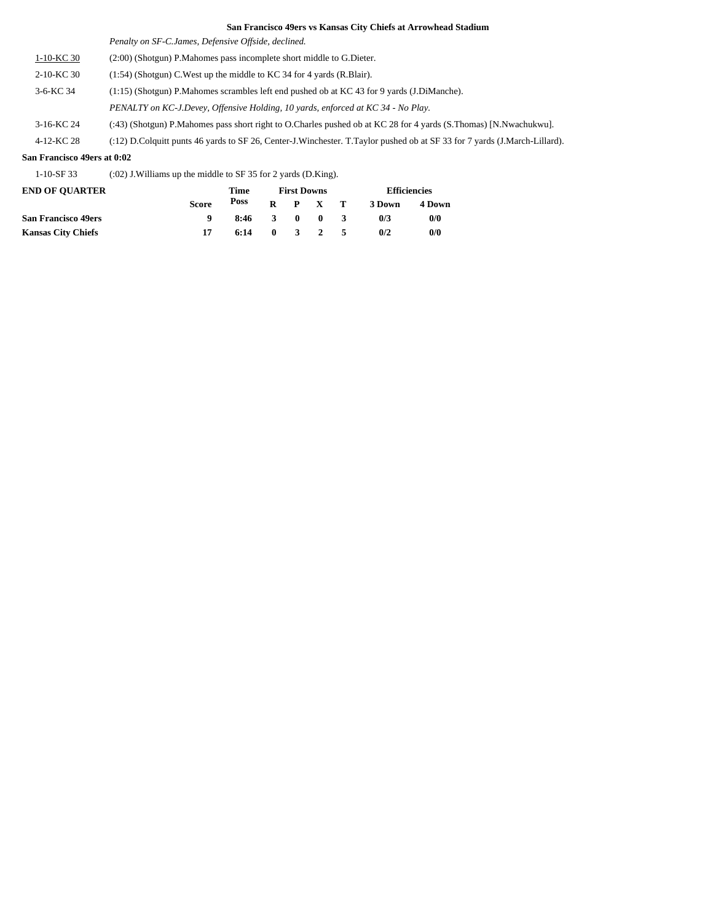**San Francisco 49ers vs Kansas City Chiefs at Arrowhead Stadium**

| | |
|---|---|
| | *Penalty on SF-C.James, Defensive Offside, declined.* |
| 1-10-KC 30 | (2:00) (Shotgun) P.Mahomes pass incomplete short middle to G.Dieter. |
| 2-10-KC 30 | (1:54) (Shotgun) C.West up the middle to KC 34 for 4 yards (R.Blair). |
| 3-6-KC 34 | (1:15) (Shotgun) P.Mahomes scrambles left end pushed ob at KC 43 for 9 yards (J.DiManche). |
| | *PENALTY on KC-J.Devey, Offensive Holding, 10 yards, enforced at KC 34 - No Play.* |
| 3-16-KC 24 | (:43) (Shotgun) P.Mahomes pass short right to O.Charles pushed ob at KC 28 for 4 yards (S.Thomas) [N.Nwachukwu]. |
| 4-12-KC 28 | (:12) D.Colquitt punts 46 yards to SF 26, Center-J.Winchester. T.Taylor pushed ob at SF 33 for 7 yards (J.March-Lillard). |

**San Francisco 49ers at 0:02**

| | |
|---|---|
| 1-10-SF 33 | (:02) J.Williams up the middle to SF 35 for 2 yards (D.King). |

| END OF QUARTER | Score | Time Poss | First Downs R | P | X | T | Efficiencies 3 Down | 4 Down |
|---|---|---|---|---|---|---|---|---|
| **San Francisco 49ers** | 9 | 8:46 | 3 | 0 | 0 | 3 | 0/3 | 0/0 |
| **Kansas City Chiefs** | 17 | 6:14 | 0 | 3 | 2 | 5 | 0/2 | 0/0 |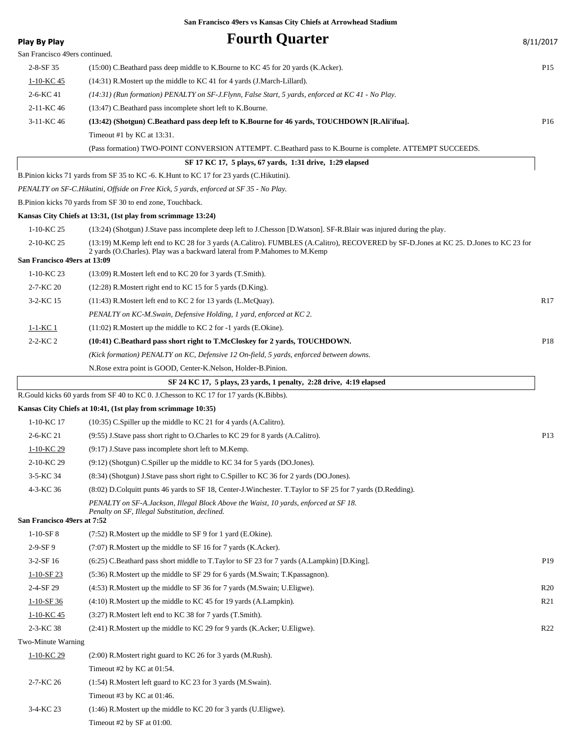San Francisco 49ers vs Kansas City Chiefs at Arrowhead Stadium

# Fourth Quarter

Play By Play — 8/11/2017

San Francisco 49ers continued.

| Down | Play | |
|---|---|---|
| 2-8-SF 35 | (15:00) C.Beathard pass deep middle to K.Bourne to KC 45 for 20 yards (K.Acker). | P15 |
| 1-10-KC 45 | (14:31) R.Mostert up the middle to KC 41 for 4 yards (J.March-Lillard). | |
| 2-6-KC 41 | *(14:31) (Run formation) PENALTY on SF-J.Flynn, False Start, 5 yards, enforced at KC 41 - No Play.* | |
| 2-11-KC 46 | (13:47) C.Beathard pass incomplete short left to K.Bourne. | |
| 3-11-KC 46 | **(13:42) (Shotgun) C.Beathard pass deep left to K.Bourne for 46 yards, TOUCHDOWN [R.Ali'ifua].** | P16 |
| | Timeout #1 by KC at 13:31. | |
| | (Pass formation) TWO-POINT CONVERSION ATTEMPT. C.Beathard pass to K.Bourne is complete. ATTEMPT SUCCEEDS. | |

**SF 17 KC 17, 5 plays, 67 yards, 1:31 drive, 1:29 elapsed**

B.Pinion kicks 71 yards from SF 35 to KC -6. K.Hunt to KC 17 for 23 yards (C.Hikutini).

*PENALTY on SF-C.Hikutini, Offside on Free Kick, 5 yards, enforced at SF 35 - No Play.*

B.Pinion kicks 70 yards from SF 30 to end zone, Touchback.

**Kansas City Chiefs at 13:31, (1st play from scrimmage 13:24)**

| Down | Play | |
|---|---|---|
| 1-10-KC 25 | (13:24) (Shotgun) J.Stave pass incomplete deep left to J.Chesson [D.Watson]. SF-R.Blair was injured during the play. | |
| 2-10-KC 25 | (13:19) M.Kemp left end to KC 28 for 3 yards (A.Calitro). FUMBLES (A.Calitro), RECOVERED by SF-D.Jones at KC 25. D.Jones to KC 23 for 2 yards (O.Charles). Play was a backward lateral from P.Mahomes to M.Kemp | |

**San Francisco 49ers at 13:09**

| Down | Play | |
|---|---|---|
| 1-10-KC 23 | (13:09) R.Mostert left end to KC 20 for 3 yards (T.Smith). | |
| 2-7-KC 20 | (12:28) R.Mostert right end to KC 15 for 5 yards (D.King). | |
| 3-2-KC 15 | (11:43) R.Mostert left end to KC 2 for 13 yards (L.McQuay). | R17 |
| | *PENALTY on KC-M.Swain, Defensive Holding, 1 yard, enforced at KC 2.* | |
| 1-1-KC 1 | (11:02) R.Mostert up the middle to KC 2 for -1 yards (E.Okine). | |
| 2-2-KC 2 | **(10:41) C.Beathard pass short right to T.McCloskey for 2 yards, TOUCHDOWN.** | P18 |
| | *(Kick formation) PENALTY on KC, Defensive 12 On-field, 5 yards, enforced between downs.* | |
| | N.Rose extra point is GOOD, Center-K.Nelson, Holder-B.Pinion. | |

**SF 24 KC 17, 5 plays, 23 yards, 1 penalty, 2:28 drive, 4:19 elapsed**

R.Gould kicks 60 yards from SF 40 to KC 0. J.Chesson to KC 17 for 17 yards (K.Bibbs).

**Kansas City Chiefs at 10:41, (1st play from scrimmage 10:35)**

| Down | Play | |
|---|---|---|
| 1-10-KC 17 | (10:35) C.Spiller up the middle to KC 21 for 4 yards (A.Calitro). | |
| 2-6-KC 21 | (9:55) J.Stave pass short right to O.Charles to KC 29 for 8 yards (A.Calitro). | P13 |
| 1-10-KC 29 | (9:17) J.Stave pass incomplete short left to M.Kemp. | |
| 2-10-KC 29 | (9:12) (Shotgun) C.Spiller up the middle to KC 34 for 5 yards (DO.Jones). | |
| 3-5-KC 34 | (8:34) (Shotgun) J.Stave pass short right to C.Spiller to KC 36 for 2 yards (DO.Jones). | |
| 4-3-KC 36 | (8:02) D.Colquitt punts 46 yards to SF 18, Center-J.Winchester. T.Taylor to SF 25 for 7 yards (D.Redding). | |
| | *PENALTY on SF-A.Jackson, Illegal Block Above the Waist, 10 yards, enforced at SF 18. Penalty on SF, Illegal Substitution, declined.* | |

**San Francisco 49ers at 7:52**

| Down | Play | |
|---|---|---|
| 1-10-SF 8 | (7:52) R.Mostert up the middle to SF 9 for 1 yard (E.Okine). | |
| 2-9-SF 9 | (7:07) R.Mostert up the middle to SF 16 for 7 yards (K.Acker). | |
| 3-2-SF 16 | (6:25) C.Beathard pass short middle to T.Taylor to SF 23 for 7 yards (A.Lampkin) [D.King]. | P19 |
| 1-10-SF 23 | (5:36) R.Mostert up the middle to SF 29 for 6 yards (M.Swain; T.Kpassagnon). | |
| 2-4-SF 29 | (4:53) R.Mostert up the middle to SF 36 for 7 yards (M.Swain; U.Eligwe). | R20 |
| 1-10-SF 36 | (4:10) R.Mostert up the middle to KC 45 for 19 yards (A.Lampkin). | R21 |
| 1-10-KC 45 | (3:27) R.Mostert left end to KC 38 for 7 yards (T.Smith). | |
| 2-3-KC 38 | (2:41) R.Mostert up the middle to KC 29 for 9 yards (K.Acker; U.Eligwe). | R22 |
| Two-Minute Warning | | |
| 1-10-KC 29 | (2:00) R.Mostert right guard to KC 26 for 3 yards (M.Rush). | |
| | Timeout #2 by KC at 01:54. | |
| 2-7-KC 26 | (1:54) R.Mostert left guard to KC 23 for 3 yards (M.Swain). | |
| | Timeout #3 by KC at 01:46. | |
| 3-4-KC 23 | (1:46) R.Mostert up the middle to KC 20 for 3 yards (U.Eligwe). | |
| | Timeout #2 by SF at 01:00. | |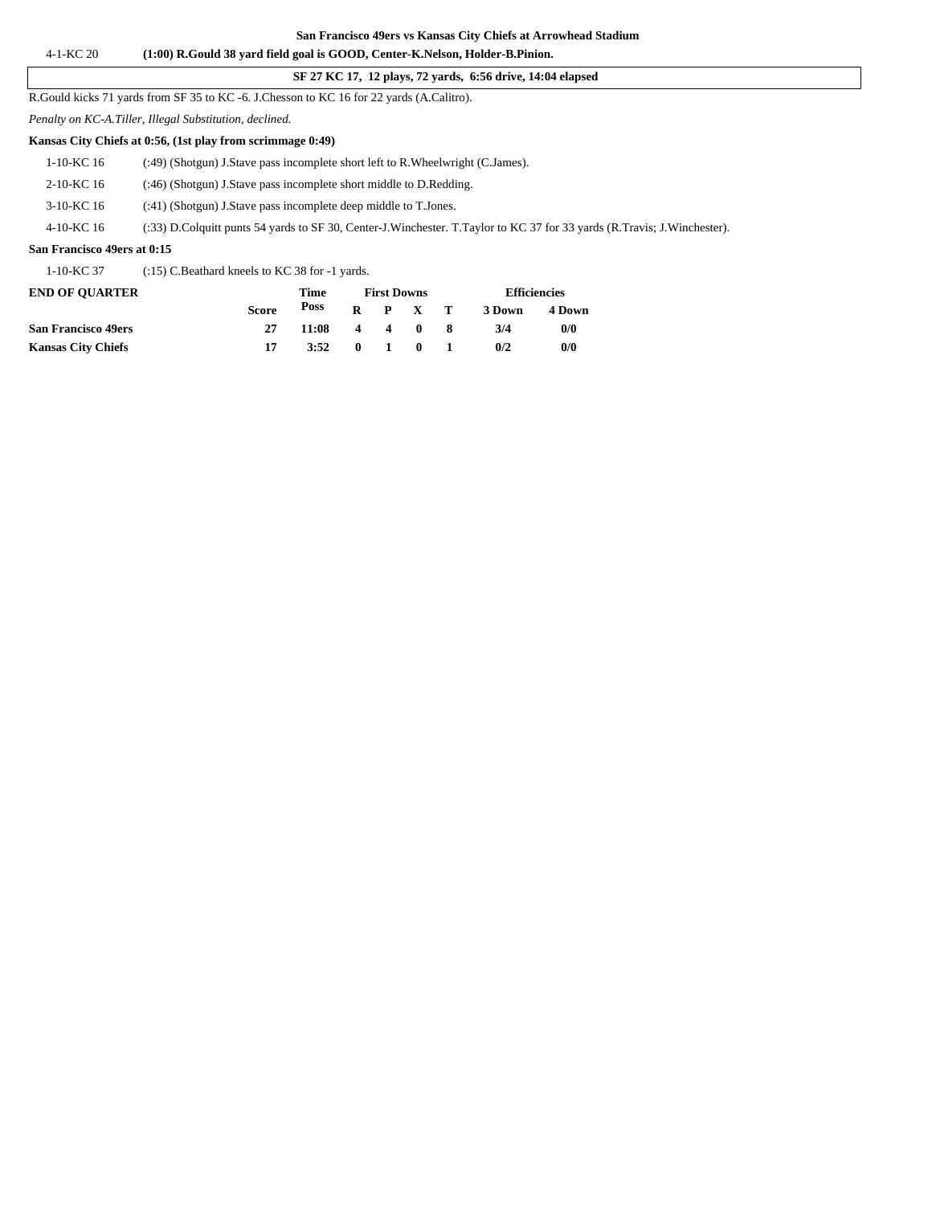San Francisco 49ers vs Kansas City Chiefs at Arrowhead Stadium

| | |
|---|---|
| 4-1-KC 20 | **(1:00) R.Gould 38 yard field goal is GOOD, Center-K.Nelson, Holder-B.Pinion.** |

**SF 27 KC 17, 12 plays, 72 yards, 6:56 drive, 14:04 elapsed**

R.Gould kicks 71 yards from SF 35 to KC -6. J.Chesson to KC 16 for 22 yards (A.Calitro).

*Penalty on KC-A.Tiller, Illegal Substitution, declined.*

**Kansas City Chiefs at 0:56, (1st play from scrimmage 0:49)**

| | |
|---|---|
| 1-10-KC 16 | (:49) (Shotgun) J.Stave pass incomplete short left to R.Wheelwright (C.James). |
| 2-10-KC 16 | (:46) (Shotgun) J.Stave pass incomplete short middle to D.Redding. |
| 3-10-KC 16 | (:41) (Shotgun) J.Stave pass incomplete deep middle to T.Jones. |
| 4-10-KC 16 | (:33) D.Colquitt punts 54 yards to SF 30, Center-J.Winchester. T.Taylor to KC 37 for 33 yards (R.Travis; J.Winchester). |

**San Francisco 49ers at 0:15**

| | |
|---|---|
| 1-10-KC 37 | (:15) C.Beathard kneels to KC 38 for -1 yards. |

| END OF QUARTER | Score | Time Poss | First Downs R | P | X | T | Efficiencies 3 Down | 4 Down |
|---|---|---|---|---|---|---|---|---|
| **San Francisco 49ers** | 27 | 11:08 | 4 | 4 | 0 | 8 | 3/4 | 0/0 |
| **Kansas City Chiefs** | 17 | 3:52 | 0 | 1 | 0 | 1 | 0/2 | 0/0 |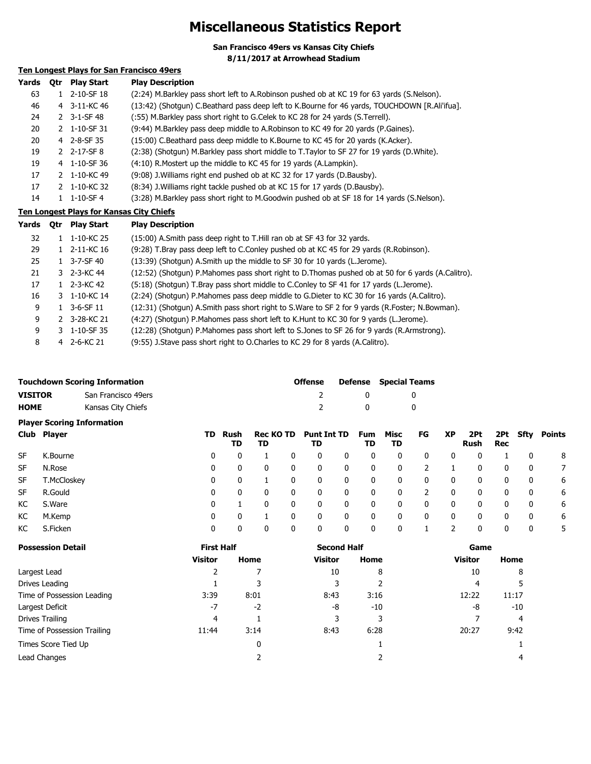# Miscellaneous Statistics Report

**San Francisco 49ers vs Kansas City Chiefs**
**8/11/2017 at Arrowhead Stadium**

## Ten Longest Plays for San Francisco 49ers

| Yards | Qtr | Play Start | Play Description |
|---|---|---|---|
| 63 | 1 | 2-10-SF 18 | (2:24) M.Barkley pass short left to A.Robinson pushed ob at KC 19 for 63 yards (S.Nelson). |
| 46 | 4 | 3-11-KC 46 | (13:42) (Shotgun) C.Beathard pass deep left to K.Bourne for 46 yards, TOUCHDOWN [R.Ali'ifua]. |
| 24 | 2 | 3-1-SF 48 | (:55) M.Barkley pass short right to G.Celek to KC 28 for 24 yards (S.Terrell). |
| 20 | 2 | 1-10-SF 31 | (9:44) M.Barkley pass deep middle to A.Robinson to KC 49 for 20 yards (P.Gaines). |
| 20 | 4 | 2-8-SF 35 | (15:00) C.Beathard pass deep middle to K.Bourne to KC 45 for 20 yards (K.Acker). |
| 19 | 2 | 2-17-SF 8 | (2:38) (Shotgun) M.Barkley pass short middle to T.Taylor to SF 27 for 19 yards (D.White). |
| 19 | 4 | 1-10-SF 36 | (4:10) R.Mostert up the middle to KC 45 for 19 yards (A.Lampkin). |
| 17 | 2 | 1-10-KC 49 | (9:08) J.Williams right end pushed ob at KC 32 for 17 yards (D.Bausby). |
| 17 | 2 | 1-10-KC 32 | (8:34) J.Williams right tackle pushed ob at KC 15 for 17 yards (D.Bausby). |
| 14 | 1 | 1-10-SF 4 | (3:28) M.Barkley pass short right to M.Goodwin pushed ob at SF 18 for 14 yards (S.Nelson). |

## Ten Longest Plays for Kansas City Chiefs

| Yards | Qtr | Play Start | Play Description |
|---|---|---|---|
| 32 | 1 | 1-10-KC 25 | (15:00) A.Smith pass deep right to T.Hill ran ob at SF 43 for 32 yards. |
| 29 | 1 | 2-11-KC 16 | (9:28) T.Bray pass deep left to C.Conley pushed ob at KC 45 for 29 yards (R.Robinson). |
| 25 | 1 | 3-7-SF 40 | (13:39) (Shotgun) A.Smith up the middle to SF 30 for 10 yards (L.Jerome). |
| 21 | 3 | 2-3-KC 44 | (12:52) (Shotgun) P.Mahomes pass short right to D.Thomas pushed ob at 50 for 6 yards (A.Calitro). |
| 17 | 1 | 2-3-KC 42 | (5:18) (Shotgun) T.Bray pass short middle to C.Conley to SF 41 for 17 yards (L.Jerome). |
| 16 | 3 | 1-10-KC 14 | (2:24) (Shotgun) P.Mahomes pass deep middle to G.Dieter to KC 30 for 16 yards (A.Calitro). |
| 9 | 1 | 3-6-SF 11 | (12:31) (Shotgun) A.Smith pass short right to S.Ware to SF 2 for 9 yards (R.Foster; N.Bowman). |
| 9 | 2 | 3-28-KC 21 | (4:27) (Shotgun) P.Mahomes pass short left to K.Hunt to KC 30 for 9 yards (L.Jerome). |
| 9 | 3 | 1-10-SF 35 | (12:28) (Shotgun) P.Mahomes pass short left to S.Jones to SF 26 for 9 yards (R.Armstrong). |
| 8 | 4 | 2-6-KC 21 | (9:55) J.Stave pass short right to O.Charles to KC 29 for 8 yards (A.Calitro). |

## Touchdown Scoring Information

| | | Offense | Defense | Special Teams |
|---|---|---|---|---|
| **VISITOR** | San Francisco 49ers | 2 | 0 | 0 |
| **HOME** | Kansas City Chiefs | 2 | 0 | 0 |

## Player Scoring Information

| Club | Player | TD | Rush TD | Rec TD | KO TD | Punt TD | Int TD | Fum TD | Misc TD | FG | XP | 2Pt Rush | 2Pt Rec | Sfty | Points |
|---|---|---|---|---|---|---|---|---|---|---|---|---|---|---|---|
| SF | K.Bourne | 0 | 0 | 1 | 0 | 0 | 0 | 0 | 0 | 0 | 0 | 0 | 1 | 0 | 8 |
| SF | N.Rose | 0 | 0 | 0 | 0 | 0 | 0 | 0 | 0 | 2 | 1 | 0 | 0 | 0 | 7 |
| SF | T.McCloskey | 0 | 0 | 1 | 0 | 0 | 0 | 0 | 0 | 0 | 0 | 0 | 0 | 0 | 6 |
| SF | R.Gould | 0 | 0 | 0 | 0 | 0 | 0 | 0 | 0 | 2 | 0 | 0 | 0 | 0 | 6 |
| KC | S.Ware | 0 | 1 | 0 | 0 | 0 | 0 | 0 | 0 | 0 | 0 | 0 | 0 | 0 | 6 |
| KC | M.Kemp | 0 | 0 | 1 | 0 | 0 | 0 | 0 | 0 | 0 | 0 | 0 | 0 | 0 | 6 |
| KC | S.Ficken | 0 | 0 | 0 | 0 | 0 | 0 | 0 | 0 | 1 | 2 | 0 | 0 | 0 | 5 |

## Possession Detail

| | First Half | | Second Half | | Game | |
|---|---|---|---|---|---|---|
| | Visitor | Home | Visitor | Home | Visitor | Home |
| Largest Lead | 2 | 7 | 10 | 8 | 10 | 8 |
| Drives Leading | 1 | 3 | 3 | 2 | 4 | 5 |
| Time of Possession Leading | 3:39 | 8:01 | 8:43 | 3:16 | 12:22 | 11:17 |
| Largest Deficit | -7 | -2 | -8 | -10 | -8 | -10 |
| Drives Trailing | 4 | 1 | 3 | 3 | 7 | 4 |
| Time of Possession Trailing | 11:44 | 3:14 | 8:43 | 6:28 | 20:27 | 9:42 |
| Times Score Tied Up | | 0 | | 1 | | 1 |
| Lead Changes | | 2 | | 2 | | 4 |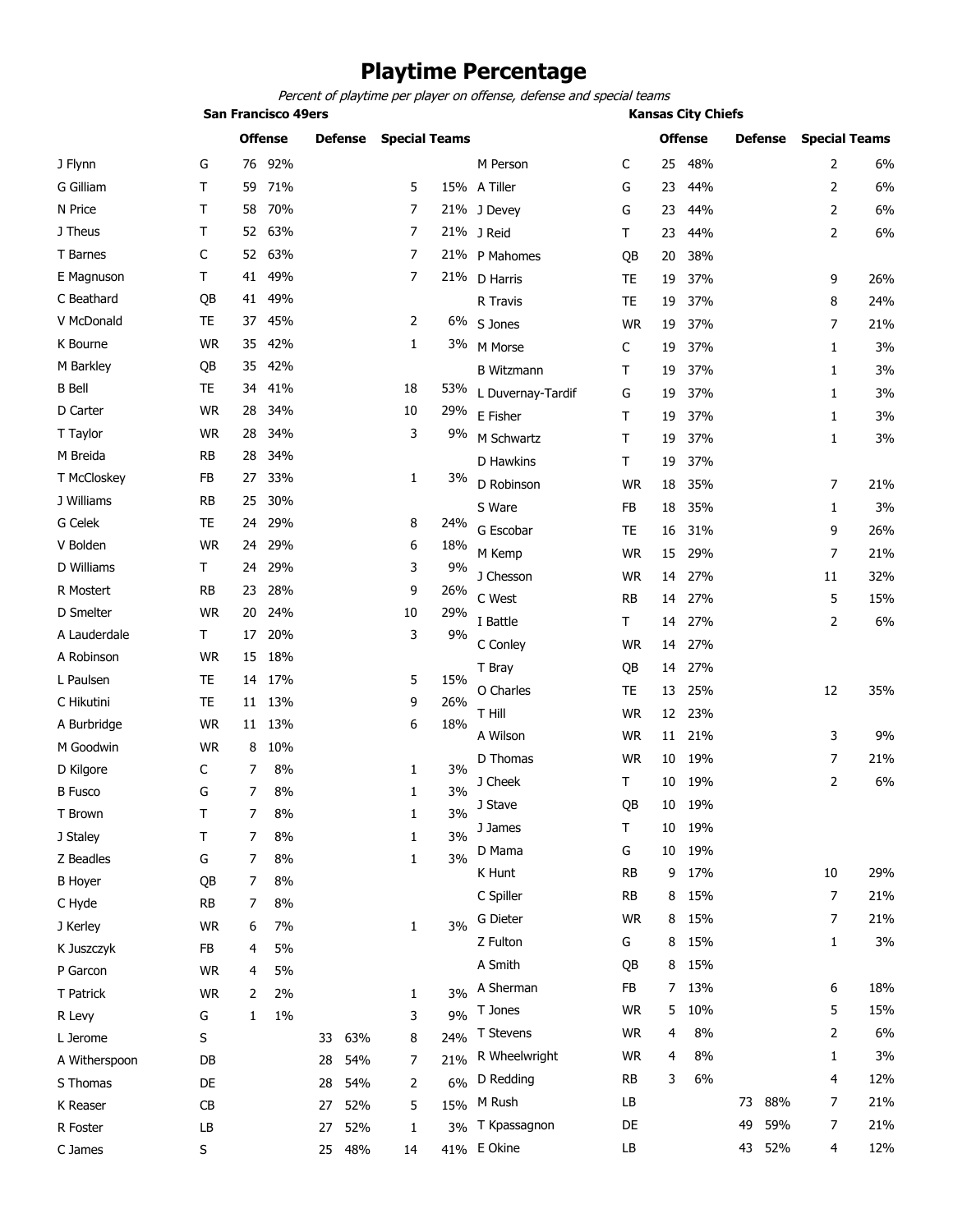# Playtime Percentage

*Percent of playtime per player on offense, defense and special teams*

## San Francisco 49ers

| Player | Pos | Offense | | Defense | | Special Teams | |
|---|---|---|---|---|---|---|---|
| J Flynn | G | 76 | 92% | | | | |
| G Gilliam | T | 59 | 71% | | | 5 | 15% |
| N Price | T | 58 | 70% | | | 7 | 21% |
| J Theus | T | 52 | 63% | | | 7 | 21% |
| T Barnes | C | 52 | 63% | | | 7 | 21% |
| E Magnuson | T | 41 | 49% | | | 7 | 21% |
| C Beathard | QB | 41 | 49% | | | | |
| V McDonald | TE | 37 | 45% | | | 2 | 6% |
| K Bourne | WR | 35 | 42% | | | 1 | 3% |
| M Barkley | QB | 35 | 42% | | | | |
| B Bell | TE | 34 | 41% | | | 18 | 53% |
| D Carter | WR | 28 | 34% | | | 10 | 29% |
| T Taylor | WR | 28 | 34% | | | 3 | 9% |
| M Breida | RB | 28 | 34% | | | | |
| T McCloskey | FB | 27 | 33% | | | 1 | 3% |
| J Williams | RB | 25 | 30% | | | | |
| G Celek | TE | 24 | 29% | | | 8 | 24% |
| V Bolden | WR | 24 | 29% | | | 6 | 18% |
| D Williams | T | 24 | 29% | | | 3 | 9% |
| R Mostert | RB | 23 | 28% | | | 9 | 26% |
| D Smelter | WR | 20 | 24% | | | 10 | 29% |
| A Lauderdale | T | 17 | 20% | | | 3 | 9% |
| A Robinson | WR | 15 | 18% | | | | |
| L Paulsen | TE | 14 | 17% | | | 5 | 15% |
| C Hikutini | TE | 11 | 13% | | | 9 | 26% |
| A Burbridge | WR | 11 | 13% | | | 6 | 18% |
| M Goodwin | WR | 8 | 10% | | | | |
| D Kilgore | C | 7 | 8% | | | 1 | 3% |
| B Fusco | G | 7 | 8% | | | 1 | 3% |
| T Brown | T | 7 | 8% | | | 1 | 3% |
| J Staley | T | 7 | 8% | | | 1 | 3% |
| Z Beadles | G | 7 | 8% | | | 1 | 3% |
| B Hoyer | QB | 7 | 8% | | | | |
| C Hyde | RB | 7 | 8% | | | | |
| J Kerley | WR | 6 | 7% | | | 1 | 3% |
| K Juszczyk | FB | 4 | 5% | | | | |
| P Garcon | WR | 4 | 5% | | | | |
| T Patrick | WR | 2 | 2% | | | 1 | 3% |
| R Levy | G | 1 | 1% | | | 3 | 9% |
| L Jerome | S | | | 33 | 63% | 8 | 24% |
| A Witherspoon | DB | | | 28 | 54% | 7 | 21% |
| S Thomas | DE | | | 28 | 54% | 2 | 6% |
| K Reaser | CB | | | 27 | 52% | 5 | 15% |
| R Foster | LB | | | 27 | 52% | 1 | 3% |
| C James | S | | | 25 | 48% | 14 | 41% |

## Kansas City Chiefs

| Player | Pos | Offense | | Defense | | Special Teams | |
|---|---|---|---|---|---|---|---|
| M Person | C | 25 | 48% | | | 2 | 6% |
| A Tiller | G | 23 | 44% | | | 2 | 6% |
| J Devey | G | 23 | 44% | | | 2 | 6% |
| J Reid | T | 23 | 44% | | | 2 | 6% |
| P Mahomes | QB | 20 | 38% | | | | |
| D Harris | TE | 19 | 37% | | | 9 | 26% |
| R Travis | TE | 19 | 37% | | | 8 | 24% |
| S Jones | WR | 19 | 37% | | | 7 | 21% |
| M Morse | C | 19 | 37% | | | 1 | 3% |
| B Witzmann | T | 19 | 37% | | | 1 | 3% |
| L Duvernay-Tardif | G | 19 | 37% | | | 1 | 3% |
| E Fisher | T | 19 | 37% | | | 1 | 3% |
| M Schwartz | T | 19 | 37% | | | 1 | 3% |
| D Hawkins | T | 19 | 37% | | | | |
| D Robinson | WR | 18 | 35% | | | 7 | 21% |
| S Ware | FB | 18 | 35% | | | 1 | 3% |
| G Escobar | TE | 16 | 31% | | | 9 | 26% |
| M Kemp | WR | 15 | 29% | | | 7 | 21% |
| J Chesson | WR | 14 | 27% | | | 11 | 32% |
| C West | RB | 14 | 27% | | | 5 | 15% |
| I Battle | T | 14 | 27% | | | 2 | 6% |
| C Conley | WR | 14 | 27% | | | | |
| T Bray | QB | 14 | 27% | | | | |
| O Charles | TE | 13 | 25% | | | 12 | 35% |
| T Hill | WR | 12 | 23% | | | | |
| A Wilson | WR | 11 | 21% | | | 3 | 9% |
| D Thomas | WR | 10 | 19% | | | 7 | 21% |
| J Cheek | T | 10 | 19% | | | 2 | 6% |
| J Stave | QB | 10 | 19% | | | | |
| J James | T | 10 | 19% | | | | |
| D Mama | G | 10 | 19% | | | | |
| K Hunt | RB | 9 | 17% | | | 10 | 29% |
| C Spiller | RB | 8 | 15% | | | 7 | 21% |
| G Dieter | WR | 8 | 15% | | | 7 | 21% |
| Z Fulton | G | 8 | 15% | | | 1 | 3% |
| A Smith | QB | 8 | 15% | | | | |
| A Sherman | FB | 7 | 13% | | | 6 | 18% |
| T Jones | WR | 5 | 10% | | | 5 | 15% |
| T Stevens | WR | 4 | 8% | | | 2 | 6% |
| R Wheelwright | WR | 4 | 8% | | | 1 | 3% |
| D Redding | RB | 3 | 6% | | | 4 | 12% |
| M Rush | LB | | | 73 | 88% | 7 | 21% |
| T Kpassagnon | DE | | | 49 | 59% | 7 | 21% |
| E Okine | LB | | | 43 | 52% | 4 | 12% |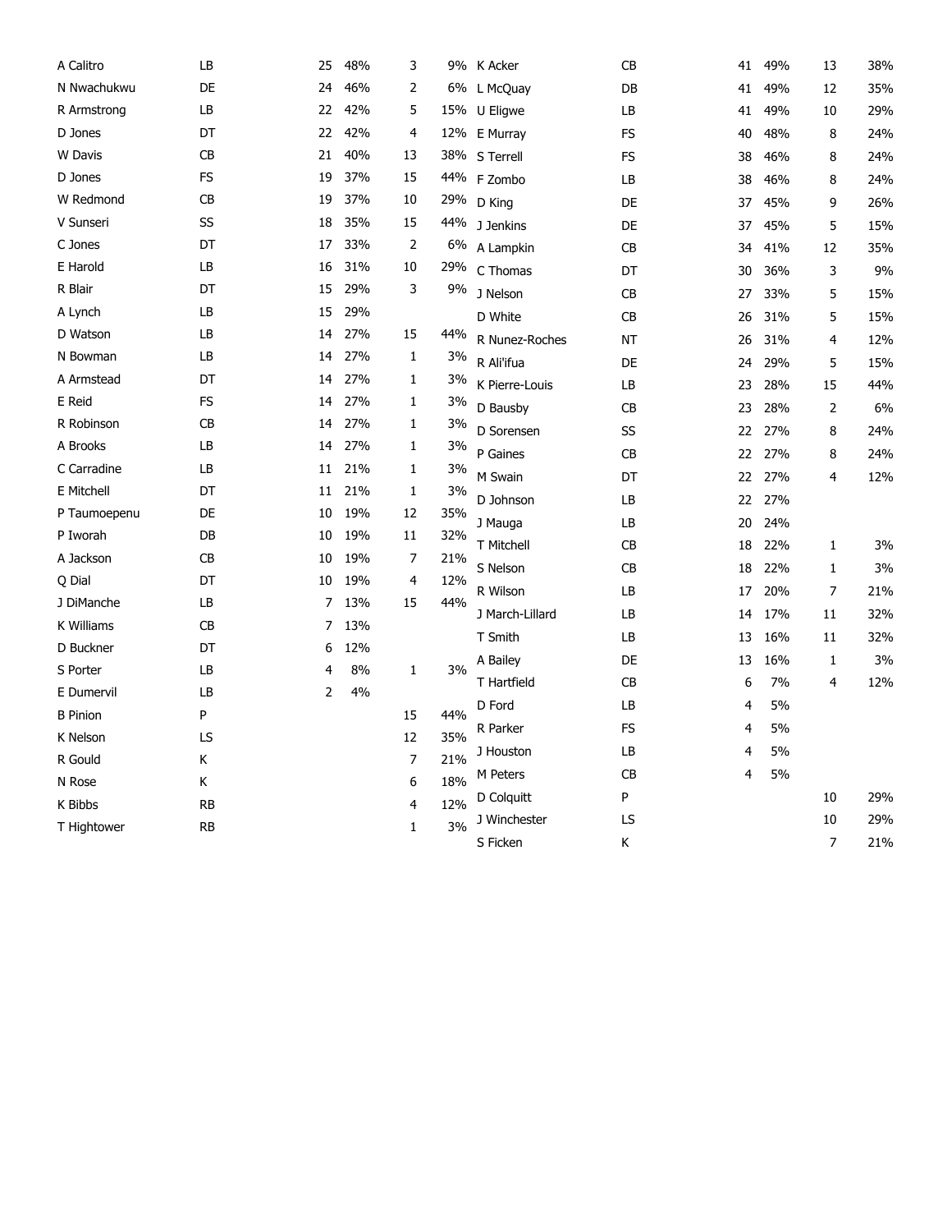| | | | | | |
|---|---|---|---|---|---|
| A Calitro | LB | 25 | 48% | 3 | 9% |
| N Nwachukwu | DE | 24 | 46% | 2 | 6% |
| R Armstrong | LB | 22 | 42% | 5 | 15% |
| D Jones | DT | 22 | 42% | 4 | 12% |
| W Davis | CB | 21 | 40% | 13 | 38% |
| D Jones | FS | 19 | 37% | 15 | 44% |
| W Redmond | CB | 19 | 37% | 10 | 29% |
| V Sunseri | SS | 18 | 35% | 15 | 44% |
| C Jones | DT | 17 | 33% | 2 | 6% |
| E Harold | LB | 16 | 31% | 10 | 29% |
| R Blair | DT | 15 | 29% | 3 | 9% |
| A Lynch | LB | 15 | 29% | | |
| D Watson | LB | 14 | 27% | 15 | 44% |
| N Bowman | LB | 14 | 27% | 1 | 3% |
| A Armstead | DT | 14 | 27% | 1 | 3% |
| E Reid | FS | 14 | 27% | 1 | 3% |
| R Robinson | CB | 14 | 27% | 1 | 3% |
| A Brooks | LB | 14 | 27% | 1 | 3% |
| C Carradine | LB | 11 | 21% | 1 | 3% |
| E Mitchell | DT | 11 | 21% | 1 | 3% |
| P Taumoepenu | DE | 10 | 19% | 12 | 35% |
| P Iworah | DB | 10 | 19% | 11 | 32% |
| A Jackson | CB | 10 | 19% | 7 | 21% |
| Q Dial | DT | 10 | 19% | 4 | 12% |
| J DiManche | LB | 7 | 13% | 15 | 44% |
| K Williams | CB | 7 | 13% | | |
| D Buckner | DT | 6 | 12% | | |
| S Porter | LB | 4 | 8% | 1 | 3% |
| E Dumervil | LB | 2 | 4% | | |
| B Pinion | P | | | 15 | 44% |
| K Nelson | LS | | | 12 | 35% |
| R Gould | K | | | 7 | 21% |
| N Rose | K | | | 6 | 18% |
| K Bibbs | RB | | | 4 | 12% |
| T Hightower | RB | | | 1 | 3% |

| | | | | | |
|---|---|---|---|---|---|
| K Acker | CB | 41 | 49% | 13 | 38% |
| L McQuay | DB | 41 | 49% | 12 | 35% |
| U Eligwe | LB | 41 | 49% | 10 | 29% |
| E Murray | FS | 40 | 48% | 8 | 24% |
| S Terrell | FS | 38 | 46% | 8 | 24% |
| F Zombo | LB | 38 | 46% | 8 | 24% |
| D King | DE | 37 | 45% | 9 | 26% |
| J Jenkins | DE | 37 | 45% | 5 | 15% |
| A Lampkin | CB | 34 | 41% | 12 | 35% |
| C Thomas | DT | 30 | 36% | 3 | 9% |
| J Nelson | CB | 27 | 33% | 5 | 15% |
| D White | CB | 26 | 31% | 5 | 15% |
| R Nunez-Roches | NT | 26 | 31% | 4 | 12% |
| R Ali'ifua | DE | 24 | 29% | 5 | 15% |
| K Pierre-Louis | LB | 23 | 28% | 15 | 44% |
| D Bausby | CB | 23 | 28% | 2 | 6% |
| D Sorensen | SS | 22 | 27% | 8 | 24% |
| P Gaines | CB | 22 | 27% | 8 | 24% |
| M Swain | DT | 22 | 27% | 4 | 12% |
| D Johnson | LB | 22 | 27% | | |
| J Mauga | LB | 20 | 24% | | |
| T Mitchell | CB | 18 | 22% | 1 | 3% |
| S Nelson | CB | 18 | 22% | 1 | 3% |
| R Wilson | LB | 17 | 20% | 7 | 21% |
| J March-Lillard | LB | 14 | 17% | 11 | 32% |
| T Smith | LB | 13 | 16% | 11 | 32% |
| A Bailey | DE | 13 | 16% | 1 | 3% |
| T Hartfield | CB | 6 | 7% | 4 | 12% |
| D Ford | LB | 4 | 5% | | |
| R Parker | FS | 4 | 5% | | |
| J Houston | LB | 4 | 5% | | |
| M Peters | CB | 4 | 5% | | |
| D Colquitt | P | | | 10 | 29% |
| J Winchester | LS | | | 10 | 29% |
| S Ficken | K | | | 7 | 21% |